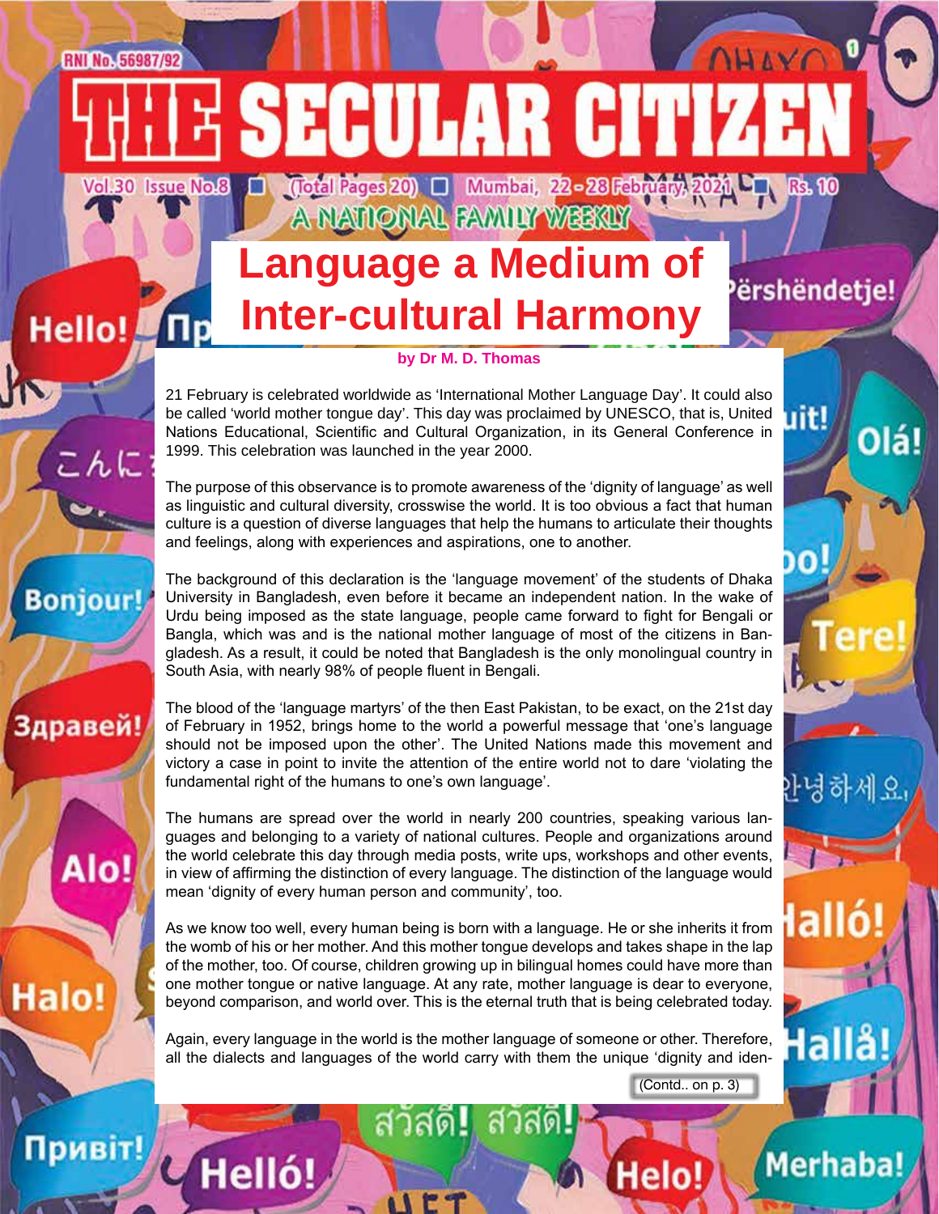# THE SECULAR CITIZEN

RNI No. 56987/92

Vol.30 Issue No.8 | (Total Pages 20) | Mumbai, 22-28 February, 2021 | Rs. 10

A NATIONAL FAMILY WEEKLY

## Language a Medium of Inter-cultural Harmony

**by Dr M. D. Thomas**

21 February is celebrated worldwide as 'International Mother Language Day'. It could also be called 'world mother tongue day'. This day was proclaimed by UNESCO, that is, United Nations Educational, Scientific and Cultural Organization, in its General Conference in 1999. This celebration was launched in the year 2000.

The purpose of this observance is to promote awareness of the 'dignity of language' as well as linguistic and cultural diversity, crosswise the world. It is too obvious a fact that human culture is a question of diverse languages that help the humans to articulate their thoughts and feelings, along with experiences and aspirations, one to another.

The background of this declaration is the 'language movement' of the students of Dhaka University in Bangladesh, even before it became an independent nation. In the wake of Urdu being imposed as the state language, people came forward to fight for Bengali or Bangla, which was and is the national mother language of most of the citizens in Bangladesh. As a result, it could be noted that Bangladesh is the only monolingual country in South Asia, with nearly 98% of people fluent in Bengali.

The blood of the 'language martyrs' of the then East Pakistan, to be exact, on the 21st day of February in 1952, brings home to the world a powerful message that 'one's language should not be imposed upon the other'. The United Nations made this movement and victory a case in point to invite the attention of the entire world not to dare 'violating the fundamental right of the humans to one's own language'.

The humans are spread over the world in nearly 200 countries, speaking various languages and belonging to a variety of national cultures. People and organizations around the world celebrate this day through media posts, write ups, workshops and other events, in view of affirming the distinction of every language. The distinction of the language would mean 'dignity of every human person and community', too.

As we know too well, every human being is born with a language. He or she inherits it from the womb of his or her mother. And this mother tongue develops and takes shape in the lap of the mother, too. Of course, children growing up in bilingual homes could have more than one mother tongue or native language. At any rate, mother language is dear to everyone, beyond comparison, and world over. This is the eternal truth that is being celebrated today.

Again, every language in the world is the mother language of someone or other. Therefore, all the dialects and languages of the world carry with them the unique 'dignity and iden-

(Contd.. on p. 3)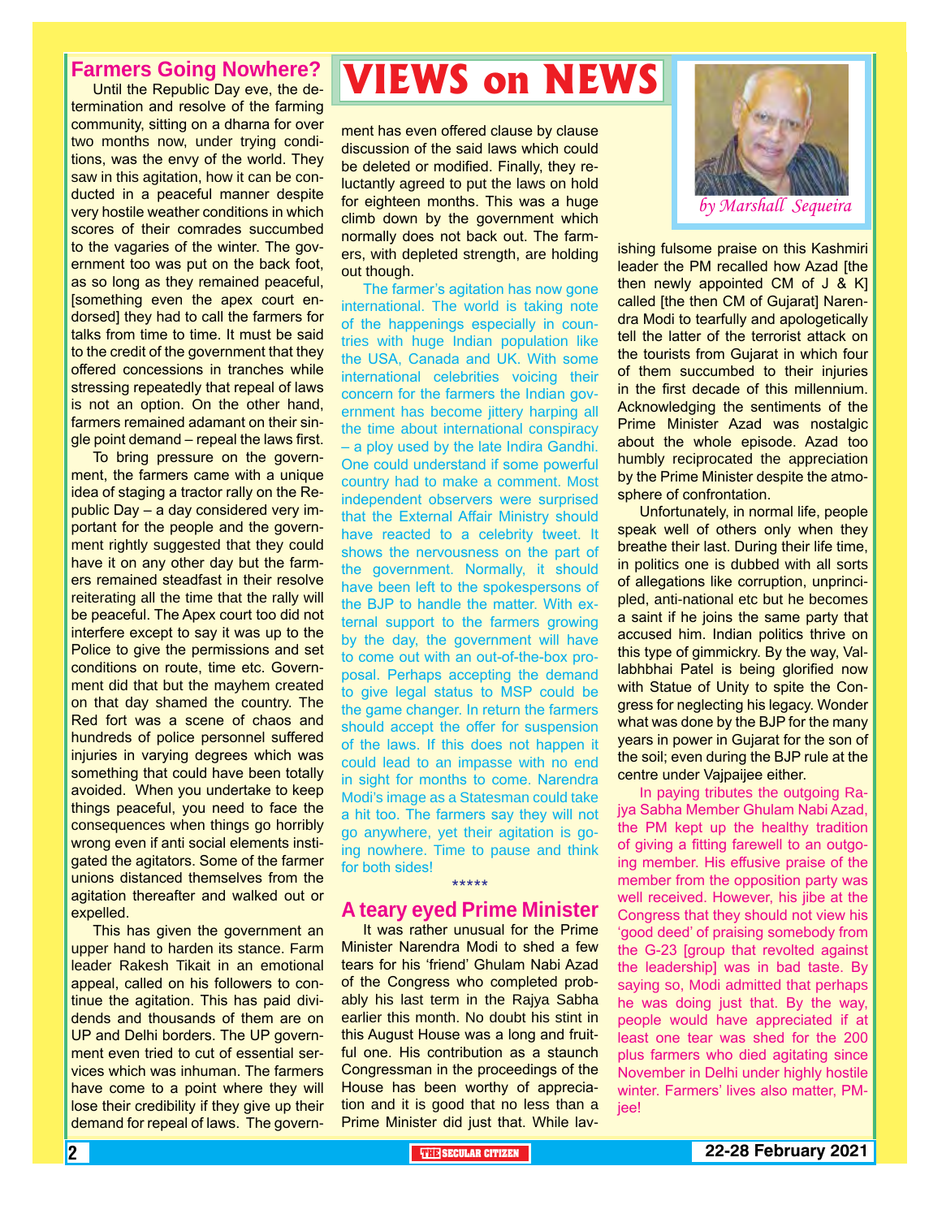# VIEWS on NEWS

*by Marshall Sequeira*

## Farmers Going Nowhere?

Until the Republic Day eve, the determination and resolve of the farming community, sitting on a dharna for over two months now, under trying conditions, was the envy of the world. They saw in this agitation, how it can be conducted in a peaceful manner despite very hostile weather conditions in which scores of their comrades succumbed to the vagaries of the winter. The government too was put on the back foot, as so long as they remained peaceful, [something even the apex court endorsed] they had to call the farmers for talks from time to time. It must be said to the credit of the government that they offered concessions in tranches while stressing repeatedly that repeal of laws is not an option. On the other hand, farmers remained adamant on their single point demand – repeal the laws first.

To bring pressure on the government, the farmers came with a unique idea of staging a tractor rally on the Republic Day – a day considered very important for the people and the government rightly suggested that they could have it on any other day but the farmers remained steadfast in their resolve reiterating all the time that the rally will be peaceful. The Apex court too did not interfere except to say it was up to the Police to give the permissions and set conditions on route, time etc. Government did that but the mayhem created on that day shamed the country. The Red fort was a scene of chaos and hundreds of police personnel suffered injuries in varying degrees which was something that could have been totally avoided. When you undertake to keep things peaceful, you need to face the consequences when things go horribly wrong even if anti social elements instigated the agitators. Some of the farmer unions distanced themselves from the agitation thereafter and walked out or expelled.

This has given the government an upper hand to harden its stance. Farm leader Rakesh Tikait in an emotional appeal, called on his followers to continue the agitation. This has paid dividends and thousands of them are on UP and Delhi borders. The UP government even tried to cut of essential services which was inhuman. The farmers have come to a point where they will lose their credibility if they give up their demand for repeal of laws. The government has even offered clause by clause discussion of the said laws which could be deleted or modified. Finally, they reluctantly agreed to put the laws on hold for eighteen months. This was a huge climb down by the government which normally does not back out. The farmers, with depleted strength, are holding out though.

The farmer's agitation has now gone international. The world is taking note of the happenings especially in countries with huge Indian population like the USA, Canada and UK. With some international celebrities voicing their concern for the farmers the Indian government has become jittery harping all the time about international conspiracy – a ploy used by the late Indira Gandhi. One could understand if some powerful country had to make a comment. Most independent observers were surprised that the External Affair Ministry should have reacted to a celebrity tweet. It shows the nervousness on the part of the government. Normally, it should have been left to the spokespersons of the BJP to handle the matter. With external support to the farmers growing by the day, the government will have to come out with an out-of-the-box proposal. Perhaps accepting the demand to give legal status to MSP could be the game changer. In return the farmers should accept the offer for suspension of the laws. If this does not happen it could lead to an impasse with no end in sight for months to come. Narendra Modi's image as a Statesman could take a hit too. The farmers say they will not go anywhere, yet their agitation is going nowhere. Time to pause and think for both sides!

*****

## A teary eyed Prime Minister

It was rather unusual for the Prime Minister Narendra Modi to shed a few tears for his 'friend' Ghulam Nabi Azad of the Congress who completed probably his last term in the Rajya Sabha earlier this month. No doubt his stint in this August House was a long and fruitful one. His contribution as a staunch Congressman in the proceedings of the House has been worthy of appreciation and it is good that no less than a Prime Minister did just that. While lavishing fulsome praise on this Kashmiri leader the PM recalled how Azad [the then newly appointed CM of J & K] called [the then CM of Gujarat] Narendra Modi to tearfully and apologetically tell the latter of the terrorist attack on the tourists from Gujarat in which four of them succumbed to their injuries in the first decade of this millennium. Acknowledging the sentiments of the Prime Minister Azad was nostalgic about the whole episode. Azad too humbly reciprocated the appreciation by the Prime Minister despite the atmosphere of confrontation.

Unfortunately, in normal life, people speak well of others only when they breathe their last. During their life time, in politics one is dubbed with all sorts of allegations like corruption, unprincipled, anti-national etc but he becomes a saint if he joins the same party that accused him. Indian politics thrive on this type of gimmickry. By the way, Vallabhbhai Patel is being glorified now with Statue of Unity to spite the Congress for neglecting his legacy. Wonder what was done by the BJP for the many years in power in Gujarat for the son of the soil; even during the BJP rule at the centre under Vajpaijee either.

In paying tributes the outgoing Rajya Sabha Member Ghulam Nabi Azad, the PM kept up the healthy tradition of giving a fitting farewell to an outgoing member. His effusive praise of the member from the opposition party was well received. However, his jibe at the Congress that they should not view his 'good deed' of praising somebody from the G-23 [group that revolted against the leadership] was in bad taste. By saying so, Modi admitted that perhaps he was doing just that. By the way, people would have appreciated if at least one tear was shed for the 200 plus farmers who died agitating since November in Delhi under highly hostile winter. Farmers' lives also matter, PM-jee!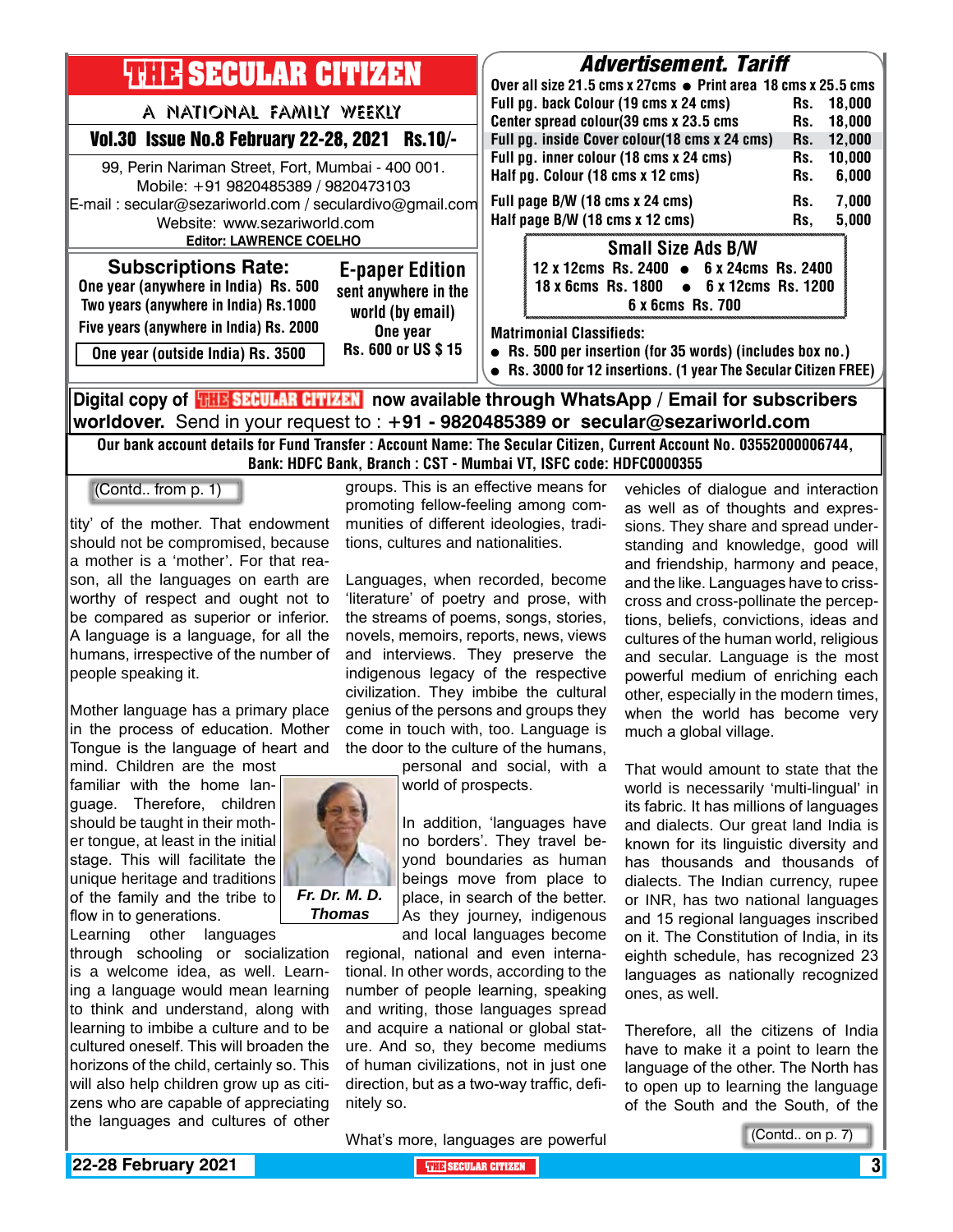# THE SECULAR CITIZEN

A NATIONAL FAMILY WEEKLY

**Vol.30 Issue No.8 February 22-28, 2021 Rs.10/-**

99, Perin Nariman Street, Fort, Mumbai - 400 001.
Mobile: +91 9820485389 / 9820473103
E-mail : secular@sezariworld.com / seculardivo@gmail.com
Website: www.sezariworld.com
**Editor: LAWRENCE COELHO**

**Subscriptions Rate:**
One year (anywhere in India) Rs. 500
Two years (anywhere in India) Rs.1000
Five years (anywhere in India) Rs. 2000
One year (outside India) Rs. 3500

**E-paper Edition**
sent anywhere in the world (by email)
One year
Rs. 600 or US $ 15

## Advertisement. Tariff

Over all size 21.5 cms x 27cms • Print area 18 cms x 25.5 cms

| | |
|---|---|
| Full pg. back Colour (19 cms x 24 cms) | Rs. 18,000 |
| Center spread colour(39 cms x 23.5 cms | Rs. 18,000 |
| Full pg. inside Cover colour(18 cms x 24 cms) | Rs. 12,000 |
| Full pg. inner colour (18 cms x 24 cms) | Rs. 10,000 |
| Half pg. Colour (18 cms x 12 cms) | Rs. 6,000 |
| Full page B/W (18 cms x 24 cms) | Rs. 7,000 |
| Half page B/W (18 cms x 12 cms) | Rs, 5,000 |

**Small Size Ads B/W**
12 x 12cms Rs. 2400 • 6 x 24cms Rs. 2400
18 x 6cms Rs. 1800 • 6 x 12cms Rs. 1200
6 x 6cms Rs. 700

**Matrimonial Classifieds:**
- Rs. 500 per insertion (for 35 words) (includes box no.)
- Rs. 3000 for 12 insertions. (1 year The Secular Citizen FREE)

**Digital copy of THE SECULAR CITIZEN now available through WhatsApp / Email for subscribers worldover.** Send in your request to : **+91 - 9820485389 or secular@sezariworld.com**

**Our bank account details for Fund Transfer : Account Name: The Secular Citizen, Current Account No. 03552000006744, Bank: HDFC Bank, Branch : CST - Mumbai VT, ISFC code: HDFC0000355**

(Contd.. from p. 1)

tity' of the mother. That endowment should not be compromised, because a mother is a 'mother'. For that reason, all the languages on earth are worthy of respect and ought not to be compared as superior or inferior. A language is a language, for all the humans, irrespective of the number of people speaking it.

Mother language has a primary place in the process of education. Mother Tongue is the language of heart and mind. Children are the most familiar with the home language. Therefore, children should be taught in their mother tongue, at least in the initial stage. This will facilitate the unique heritage and traditions of the family and the tribe to flow in to generations.

*Fr. Dr. M. D. Thomas*

Learning other languages through schooling or socialization is a welcome idea, as well. Learning a language would mean learning to think and understand, along with learning to imbibe a culture and to be cultured oneself. This will broaden the horizons of the child, certainly so. This will also help children grow up as citizens who are capable of appreciating the languages and cultures of other groups. This is an effective means for promoting fellow-feeling among communities of different ideologies, traditions, cultures and nationalities.

Languages, when recorded, become 'literature' of poetry and prose, with the streams of poems, songs, stories, novels, memoirs, reports, news, views and interviews. They preserve the indigenous legacy of the respective civilization. They imbibe the cultural genius of the persons and groups they come in touch with, too. Language is the door to the culture of the humans, personal and social, with a world of prospects.

In addition, 'languages have no borders'. They travel beyond boundaries as human beings move from place to place, in search of the better. As they journey, indigenous and local languages become regional, national and even international. In other words, according to the number of people learning, speaking and writing, those languages spread and acquire a national or global stature. And so, they become mediums of human civilizations, not in just one direction, but as a two-way traffic, definitely so.

What's more, languages are powerful vehicles of dialogue and interaction as well as of thoughts and expressions. They share and spread understanding and knowledge, good will and friendship, harmony and peace, and the like. Languages have to criss-cross and cross-pollinate the perceptions, beliefs, convictions, ideas and cultures of the human world, religious and secular. Language is the most powerful medium of enriching each other, especially in the modern times, when the world has become very much a global village.

That would amount to state that the world is necessarily 'multi-lingual' in its fabric. It has millions of languages and dialects. Our great land India is known for its linguistic diversity and has thousands and thousands of dialects. The Indian currency, rupee or INR, has two national languages and 15 regional languages inscribed on it. The Constitution of India, in its eighth schedule, has recognized 23 languages as nationally recognized ones, as well.

Therefore, all the citizens of India have to make it a point to learn the language of the other. The North has to open up to learning the language of the South and the South, of the

(Contd.. on p. 7)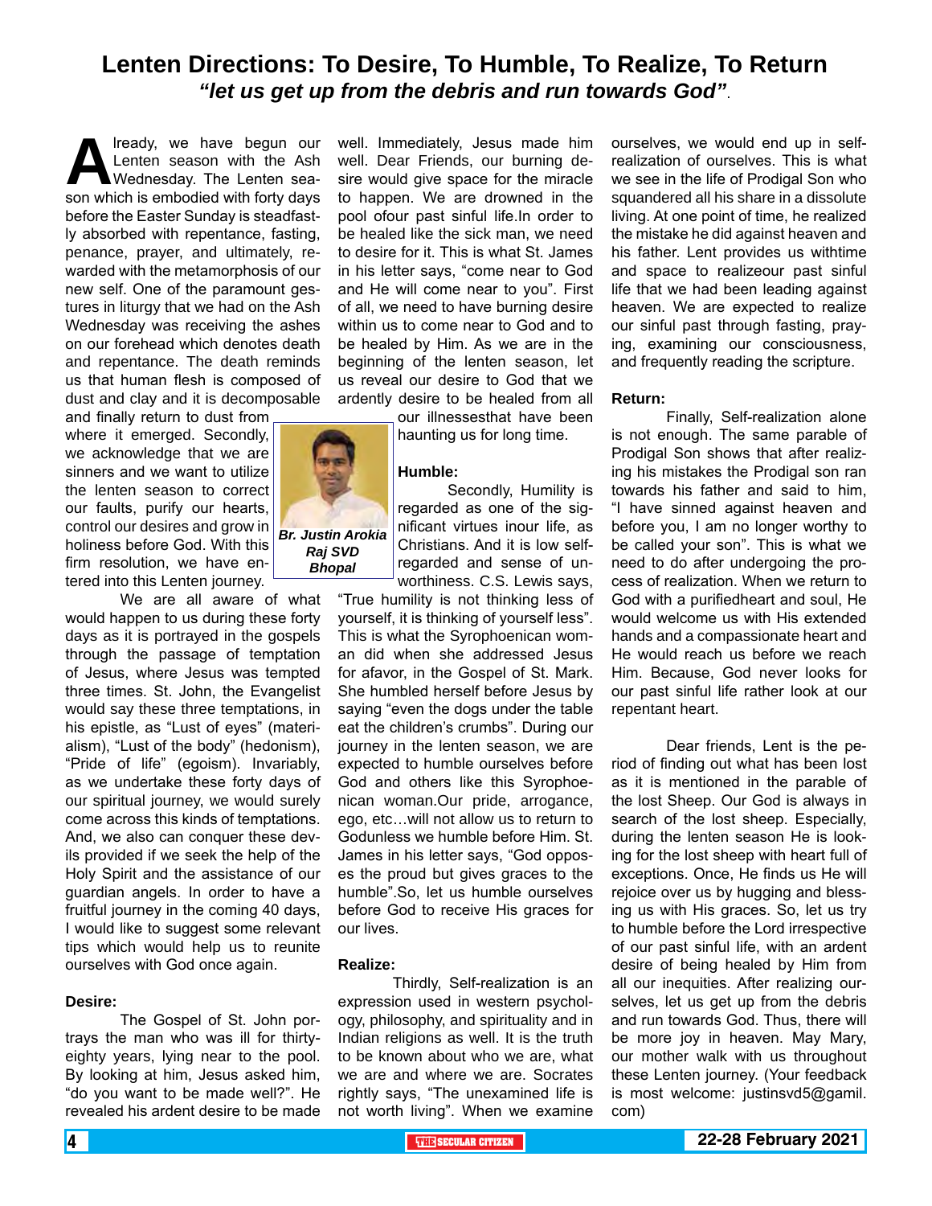# Lenten Directions: To Desire, To Humble, To Realize, To Return

***"let us get up from the debris and run towards God"***.

Already, we have begun our Lenten season with the Ash Wednesday. The Lenten season which is embodied with forty days before the Easter Sunday is steadfastly absorbed with repentance, fasting, penance, prayer, and ultimately, rewarded with the metamorphosis of our new self. One of the paramount gestures in liturgy that we had on the Ash Wednesday was receiving the ashes on our forehead which denotes death and repentance. The death reminds us that human flesh is composed of dust and clay and it is decomposable and finally return to dust from where it emerged. Secondly, we acknowledge that we are sinners and we want to utilize the lenten season to correct our faults, purify our hearts, control our desires and grow in holiness before God. With this firm resolution, we have entered into this Lenten journey.

***Br. Justin Arokia Raj SVD Bhopal***

We are all aware of what would happen to us during these forty days as it is portrayed in the gospels through the passage of temptation of Jesus, where Jesus was tempted three times. St. John, the Evangelist would say these three temptations, in his epistle, as "Lust of eyes" (materialism), "Lust of the body" (hedonism), "Pride of life" (egoism). Invariably, as we undertake these forty days of our spiritual journey, we would surely come across this kinds of temptations. And, we also can conquer these devils provided if we seek the help of the Holy Spirit and the assistance of our guardian angels. In order to have a fruitful journey in the coming 40 days, I would like to suggest some relevant tips which would help us to reunite ourselves with God once again.

**Desire:**

The Gospel of St. John portrays the man who was ill for thirty-eighty years, lying near to the pool. By looking at him, Jesus asked him, "do you want to be made well?". He revealed his ardent desire to be made well. Immediately, Jesus made him well. Dear Friends, our burning desire would give space for the miracle to happen. We are drowned in the pool ofour past sinful life.In order to be healed like the sick man, we need to desire for it. This is what St. James in his letter says, "come near to God and He will come near to you". First of all, we need to have burning desire within us to come near to God and to be healed by Him. As we are in the beginning of the lenten season, let us reveal our desire to God that we ardently desire to be healed from all our illnessesthat have been haunting us for long time.

**Humble:**

Secondly, Humility is regarded as one of the significant virtues inour life, as Christians. And it is low self-regarded and sense of unworthiness. C.S. Lewis says, "True humility is not thinking less of yourself, it is thinking of yourself less". This is what the Syrophoenican woman did when she addressed Jesus for afavor, in the Gospel of St. Mark. She humbled herself before Jesus by saying "even the dogs under the table eat the children's crumbs". During our journey in the lenten season, we are expected to humble ourselves before God and others like this Syrophoenican woman.Our pride, arrogance, ego, etc…will not allow us to return to Godunless we humble before Him. St. James in his letter says, "God opposes the proud but gives graces to the humble".So, let us humble ourselves before God to receive His graces for our lives.

**Realize:**

Thirdly, Self-realization is an expression used in western psychology, philosophy, and spirituality and in Indian religions as well. It is the truth to be known about who we are, what we are and where we are. Socrates rightly says, "The unexamined life is not worth living". When we examine ourselves, we would end up in self-realization of ourselves. This is what we see in the life of Prodigal Son who squandered all his share in a dissolute living. At one point of time, he realized the mistake he did against heaven and his father. Lent provides us withtime and space to realizeour past sinful life that we had been leading against heaven. We are expected to realize our sinful past through fasting, praying, examining our consciousness, and frequently reading the scripture.

**Return:**

Finally, Self-realization alone is not enough. The same parable of Prodigal Son shows that after realizing his mistakes the Prodigal son ran towards his father and said to him, "I have sinned against heaven and before you, I am no longer worthy to be called your son". This is what we need to do after undergoing the process of realization. When we return to God with a purifiedheart and soul, He would welcome us with His extended hands and a compassionate heart and He would reach us before we reach Him. Because, God never looks for our past sinful life rather look at our repentant heart.

Dear friends, Lent is the period of finding out what has been lost as it is mentioned in the parable of the lost Sheep. Our God is always in search of the lost sheep. Especially, during the lenten season He is looking for the lost sheep with heart full of exceptions. Once, He finds us He will rejoice over us by hugging and blessing us with His graces. So, let us try to humble before the Lord irrespective of our past sinful life, with an ardent desire of being healed by Him from all our inequities. After realizing ourselves, let us get up from the debris and run towards God. Thus, there will be more joy in heaven. May Mary, our mother walk with us throughout these Lenten journey. (Your feedback is most welcome: justinsvd5@gamil.com)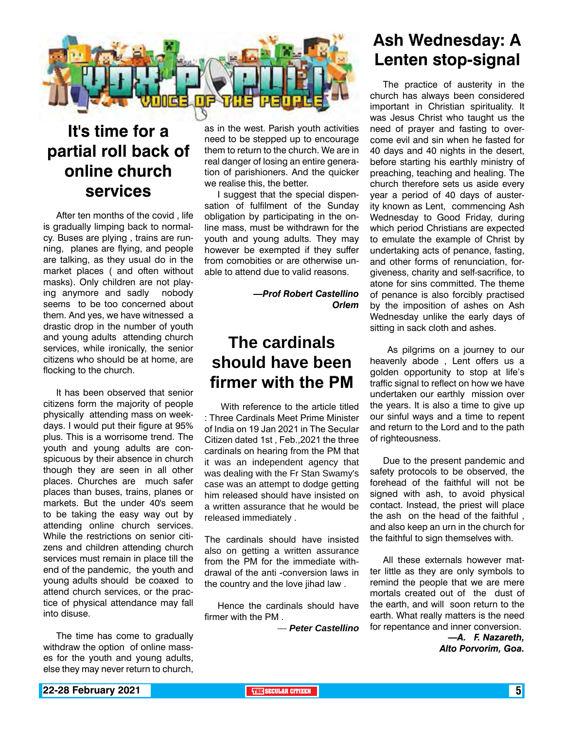# VOX POPULI
VOICE OF THE PEOPLE

## It's time for a partial roll back of online church services

After ten months of the covid , life is gradually limping back to normalcy. Buses are plying , trains are running, planes are flying, and people are talking, as they usual do in the market places ( and often without masks). Only children are not playing anymore and sadly nobody seems to be too concerned about them. And yes, we have witnessed a drastic drop in the number of youth and young adults attending church services, while ironically, the senior citizens who should be at home, are flocking to the church.

It has been observed that senior citizens form the majority of people physically attending mass on weekdays. I would put their figure at 95% plus. This is a worrisome trend. The youth and young adults are conspicuous by their absence in church though they are seen in all other places. Churches are much safer places than buses, trains, planes or markets. But the under 40's seem to be taking the easy way out by attending online church services. While the restrictions on senior citizens and children attending church services must remain in place till the end of the pandemic, the youth and young adults should be coaxed to attend church services, or the practice of physical attendance may fall into disuse.

The time has come to gradually withdraw the option of online masses for the youth and young adults, else they may never return to church, as in the west. Parish youth activities need to be stepped up to encourage them to return to the church. We are in real danger of losing an entire generation of parishioners. And the quicker we realise this, the better.

I suggest that the special dispensation of fulfilment of the Sunday obligation by participating in the online mass, must be withdrawn for the youth and young adults. They may however be exempted if they suffer from comobities or are otherwise unable to attend due to valid reasons.

***—Prof Robert Castellino***
***Orlem***

## The cardinals should have been firmer with the PM

With reference to the article titled : Three Cardinals Meet Prime Minister of India on 19 Jan 2021 in The Secular Citizen dated 1st , Feb.,2021 the three cardinals on hearing from the PM that it was an independent agency that was dealing with the Fr Stan Swamy's case was an attempt to dodge getting him released should have insisted on a written assurance that he would be released immediately .

The cardinals should have insisted also on getting a written assurance from the PM for the immediate withdrawal of the anti -conversion laws in the country and the love jihad law .

Hence the cardinals should have firmer with the PM .

— ***Peter Castellino***

## Ash Wednesday: A Lenten stop-signal

The practice of austerity in the church has always been considered important in Christian spirituality. It was Jesus Christ who taught us the need of prayer and fasting to overcome evil and sin when he fasted for 40 days and 40 nights in the desert, before starting his earthly ministry of preaching, teaching and healing. The church therefore sets us aside every year a period of 40 days of austerity known as Lent, commencing Ash Wednesday to Good Friday, during which period Christians are expected to emulate the example of Christ by undertaking acts of penance, fasting, and other forms of renunciation, forgiveness, charity and self-sacrifice, to atone for sins committed. The theme of penance is also forcibly practised by the imposition of ashes on Ash Wednesday unlike the early days of sitting in sack cloth and ashes.

As pilgrims on a journey to our heavenly abode , Lent offers us a golden opportunity to stop at life's traffic signal to reflect on how we have undertaken our earthly mission over the years. It is also a time to give up our sinful ways and a time to repent and return to the Lord and to the path of righteousness.

Due to the present pandemic and safety protocols to be observed, the forehead of the faithful will not be signed with ash, to avoid physical contact. Instead, the priest will place the ash on the head of the faithful , and also keep an urn in the church for the faithful to sign themselves with.

All these externals however matter little as they are only symbols to remind the people that we are mere mortals created out of the dust of the earth, and will soon return to the earth. What really matters is the need for repentance and inner conversion.

***—A. F. Nazareth,***
***Alto Porvorim, Goa.***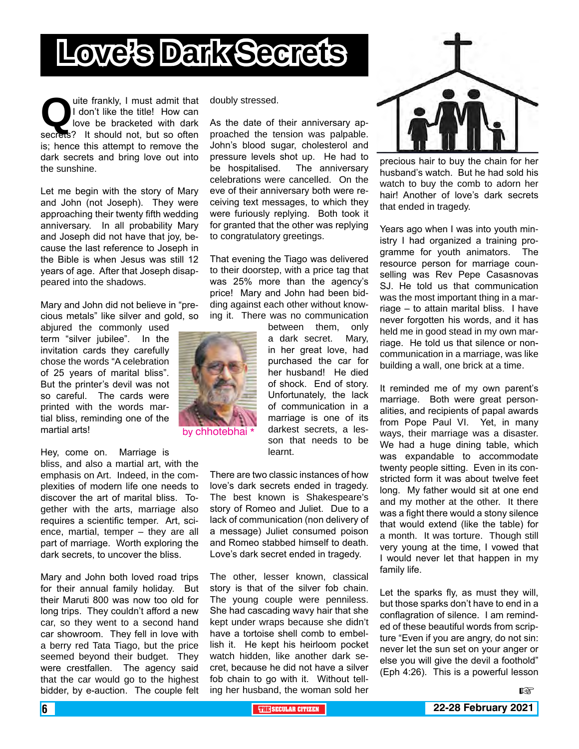# Love's Dark Secrets

by chhotebhai *

Quite frankly, I must admit that I don't like the title! How can love be bracketed with dark secrets? It should not, but so often is; hence this attempt to remove the dark secrets and bring love out into the sunshine.

Let me begin with the story of Mary and John (not Joseph). They were approaching their twenty fifth wedding anniversary. In all probability Mary and Joseph did not have that joy, because the last reference to Joseph in the Bible is when Jesus was still 12 years of age. After that Joseph disappeared into the shadows.

Mary and John did not believe in "precious metals" like silver and gold, so abjured the commonly used term "silver jubilee". In the invitation cards they carefully chose the words "A celebration of 25 years of marital bliss". But the printer's devil was not so careful. The cards were printed with the words martial bliss, reminding one of the martial arts!

Hey, come on. Marriage is bliss, and also a martial art, with the emphasis on Art. Indeed, in the complexities of modern life one needs to discover the art of marital bliss. Together with the arts, marriage also requires a scientific temper. Art, science, martial, temper – they are all part of marriage. Worth exploring the dark secrets, to uncover the bliss.

Mary and John both loved road trips for their annual family holiday. But their Maruti 800 was now too old for long trips. They couldn't afford a new car, so they went to a second hand car showroom. They fell in love with a berry red Tata Tiago, but the price seemed beyond their budget. They were crestfallen. The agency said that the car would go to the highest bidder, by e-auction. The couple felt doubly stressed.

As the date of their anniversary approached the tension was palpable. John's blood sugar, cholesterol and pressure levels shot up. He had to be hospitalised. The anniversary celebrations were cancelled. On the eve of their anniversary both were receiving text messages, to which they were furiously replying. Both took it for granted that the other was replying to congratulatory greetings.

That evening the Tiago was delivered to their doorstep, with a price tag that was 25% more than the agency's price! Mary and John had been bidding against each other without knowing it. There was no communication between them, only a dark secret. Mary, in her great love, had purchased the car for her husband! He died of shock. End of story. Unfortunately, the lack of communication in a marriage is one of its darkest secrets, a lesson that needs to be learnt.

There are two classic instances of how love's dark secrets ended in tragedy. The best known is Shakespeare's story of Romeo and Juliet. Due to a lack of communication (non delivery of a message) Juliet consumed poison and Romeo stabbed himself to death. Love's dark secret ended in tragedy.

The other, lesser known, classical story is that of the silver fob chain. The young couple were penniless. She had cascading wavy hair that she kept under wraps because she didn't have a tortoise shell comb to embellish it. He kept his heirloom pocket watch hidden, like another dark secret, because he did not have a silver fob chain to go with it. Without telling her husband, the woman sold her precious hair to buy the chain for her husband's watch. But he had sold his watch to buy the comb to adorn her hair! Another of love's dark secrets that ended in tragedy.

Years ago when I was into youth ministry I had organized a training programme for youth animators. The resource person for marriage counselling was Rev Pepe Casasnovas SJ. He told us that communication was the most important thing in a marriage – to attain marital bliss. I have never forgotten his words, and it has held me in good stead in my own marriage. He told us that silence or non-communication in a marriage, was like building a wall, one brick at a time.

It reminded me of my own parent's marriage. Both were great personalities, and recipients of papal awards from Pope Paul VI. Yet, in many ways, their marriage was a disaster. We had a huge dining table, which was expandable to accommodate twenty people sitting. Even in its constricted form it was about twelve feet long. My father would sit at one end and my mother at the other. It there was a fight there would a stony silence that would extend (like the table) for a month. It was torture. Though still very young at the time, I vowed that I would never let that happen in my family life.

Let the sparks fly, as must they will, but those sparks don't have to end in a conflagration of silence. I am reminded of these beautiful words from scripture "Even if you are angry, do not sin: never let the sun set on your anger or else you will give the devil a foothold" (Eph 4:26). This is a powerful lesson ☞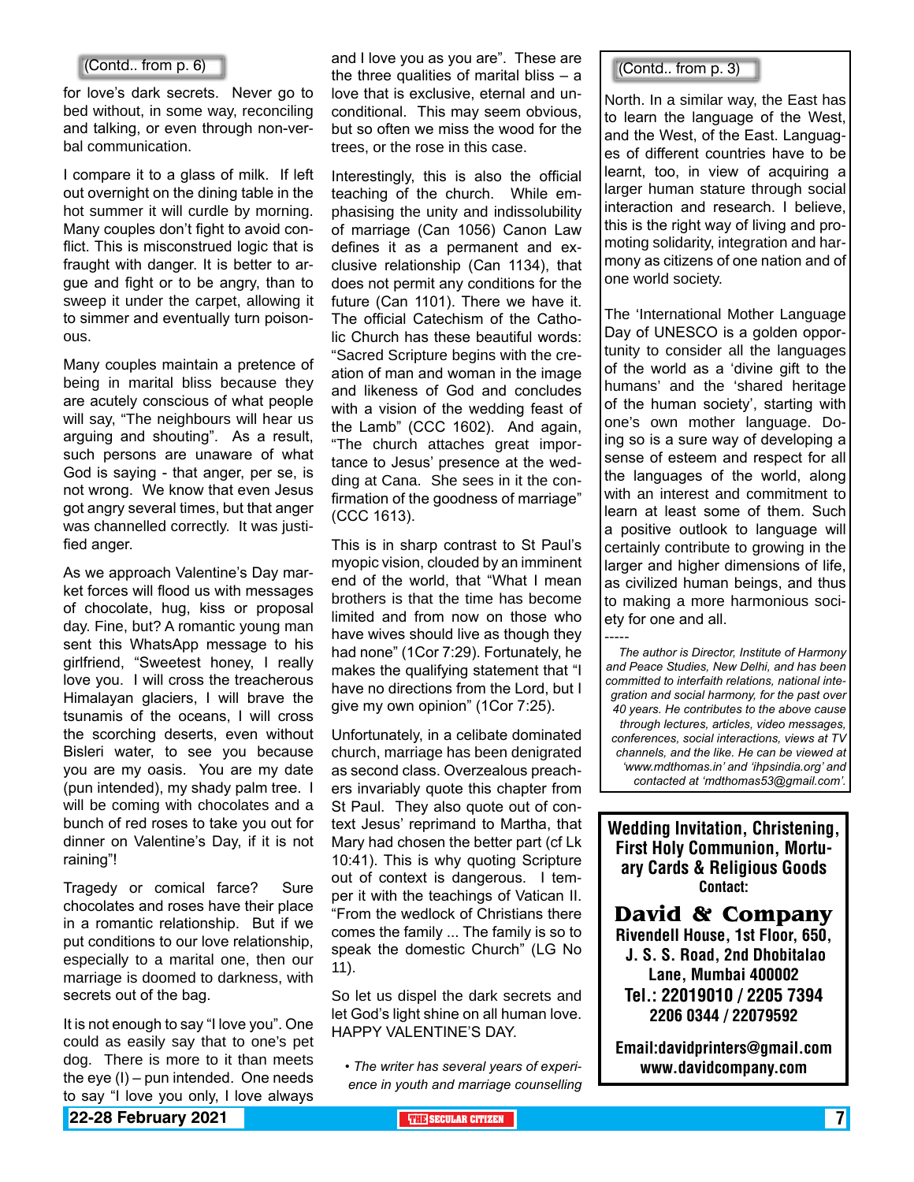(Contd.. from p. 6)

for love's dark secrets. Never go to bed without, in some way, reconciling and talking, or even through non-verbal communication.

I compare it to a glass of milk. If left out overnight on the dining table in the hot summer it will curdle by morning. Many couples don't fight to avoid conflict. This is misconstrued logic that is fraught with danger. It is better to argue and fight or to be angry, than to sweep it under the carpet, allowing it to simmer and eventually turn poisonous.

Many couples maintain a pretence of being in marital bliss because they are acutely conscious of what people will say, "The neighbours will hear us arguing and shouting". As a result, such persons are unaware of what God is saying - that anger, per se, is not wrong. We know that even Jesus got angry several times, but that anger was channelled correctly. It was justified anger.

As we approach Valentine's Day market forces will flood us with messages of chocolate, hug, kiss or proposal day. Fine, but? A romantic young man sent this WhatsApp message to his girlfriend, "Sweetest honey, I really love you. I will cross the treacherous Himalayan glaciers, I will brave the tsunamis of the oceans, I will cross the scorching deserts, even without Bisleri water, to see you because you are my oasis. You are my date (pun intended), my shady palm tree. I will be coming with chocolates and a bunch of red roses to take you out for dinner on Valentine's Day, if it is not raining"!

Tragedy or comical farce? Sure chocolates and roses have their place in a romantic relationship. But if we put conditions to our love relationship, especially to a marital one, then our marriage is doomed to darkness, with secrets out of the bag.

It is not enough to say "I love you". One could as easily say that to one's pet dog. There is more to it than meets the eye (I) – pun intended. One needs to say "I love you only, I love always and I love you as you are". These are the three qualities of marital bliss – a love that is exclusive, eternal and unconditional. This may seem obvious, but so often we miss the wood for the trees, or the rose in this case.

Interestingly, this is also the official teaching of the church. While emphasising the unity and indissolubility of marriage (Can 1056) Canon Law defines it as a permanent and exclusive relationship (Can 1134), that does not permit any conditions for the future (Can 1101). There we have it. The official Catechism of the Catholic Church has these beautiful words: "Sacred Scripture begins with the creation of man and woman in the image and likeness of God and concludes with a vision of the wedding feast of the Lamb" (CCC 1602). And again, "The church attaches great importance to Jesus' presence at the wedding at Cana. She sees in it the confirmation of the goodness of marriage" (CCC 1613).

This is in sharp contrast to St Paul's myopic vision, clouded by an imminent end of the world, that "What I mean brothers is that the time has become limited and from now on those who have wives should live as though they had none" (1Cor 7:29). Fortunately, he makes the qualifying statement that "I have no directions from the Lord, but I give my own opinion" (1Cor 7:25).

Unfortunately, in a celibate dominated church, marriage has been denigrated as second class. Overzealous preachers invariably quote this chapter from St Paul. They also quote out of context Jesus' reprimand to Martha, that Mary had chosen the better part (cf Lk 10:41). This is why quoting Scripture out of context is dangerous. I temper it with the teachings of Vatican II. "From the wedlock of Christians there comes the family ... The family is so to speak the domestic Church" (LG No 11).

So let us dispel the dark secrets and let God's light shine on all human love. HAPPY VALENTINE'S DAY.

• *The writer has several years of experience in youth and marriage counselling*

(Contd.. from p. 3)

North. In a similar way, the East has to learn the language of the West, and the West, of the East. Languages of different countries have to be learnt, too, in view of acquiring a larger human stature through social interaction and research. I believe, this is the right way of living and promoting solidarity, integration and harmony as citizens of one nation and of one world society.

The 'International Mother Language Day of UNESCO is a golden opportunity to consider all the languages of the world as a 'divine gift to the humans' and the 'shared heritage of the human society', starting with one's own mother language. Doing so is a sure way of developing a sense of esteem and respect for all the languages of the world, along with an interest and commitment to learn at least some of them. Such a positive outlook to language will certainly contribute to growing in the larger and higher dimensions of life, as civilized human beings, and thus to making a more harmonious society for one and all.

-----

*The author is Director, Institute of Harmony and Peace Studies, New Delhi, and has been committed to interfaith relations, national integration and social harmony, for the past over 40 years. He contributes to the above cause through lectures, articles, video messages, conferences, social interactions, views at TV channels, and the like. He can be viewed at 'www.mdthomas.in' and 'ihpsindia.org' and contacted at 'mdthomas53@gmail.com'.*

**Wedding Invitation, Christening, First Holy Communion, Mortuary Cards & Religious Goods**
**Contact:**

**David & Company**
**Rivendell House, 1st Floor, 650, J. S. S. Road, 2nd Dhobitalao Lane, Mumbai 400002**
**Tel.: 22019010 / 2205 7394 2206 0344 / 22079592**

**Email:davidprinters@gmail.com**
**www.davidcompany.com**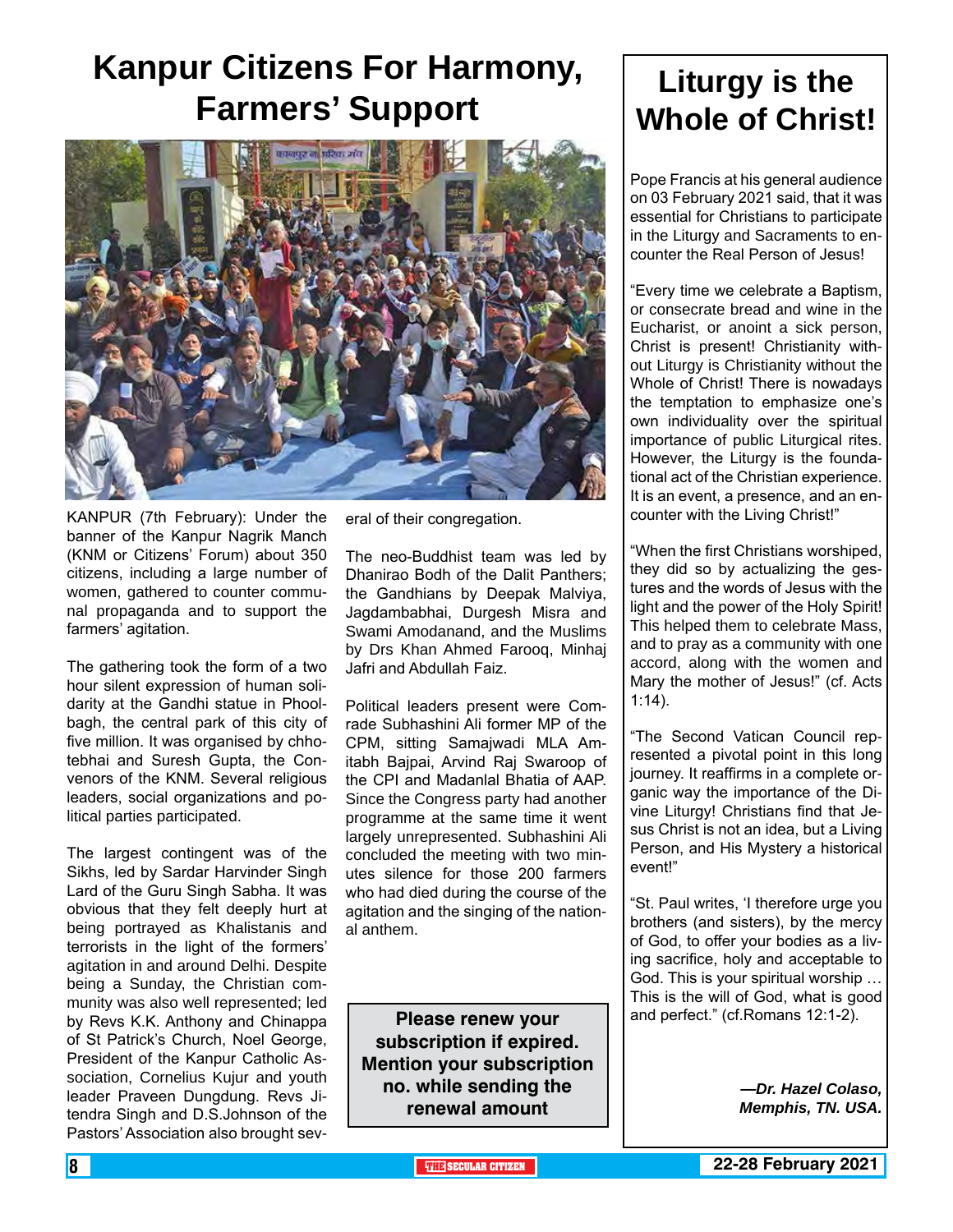# Kanpur Citizens For Harmony, Farmers' Support

KANPUR (7th February): Under the banner of the Kanpur Nagrik Manch (KNM or Citizens' Forum) about 350 citizens, including a large number of women, gathered to counter communal propaganda and to support the farmers' agitation.

The gathering took the form of a two hour silent expression of human solidarity at the Gandhi statue in Phoolbagh, the central park of this city of five million. It was organised by chhotebhai and Suresh Gupta, the Convenors of the KNM. Several religious leaders, social organizations and political parties participated.

The largest contingent was of the Sikhs, led by Sardar Harvinder Singh Lard of the Guru Singh Sabha. It was obvious that they felt deeply hurt at being portrayed as Khalistanis and terrorists in the light of the formers' agitation in and around Delhi. Despite being a Sunday, the Christian community was also well represented; led by Revs K.K. Anthony and Chinappa of St Patrick's Church, Noel George, President of the Kanpur Catholic Association, Cornelius Kujur and youth leader Praveen Dungdung. Revs Jitendra Singh and D.S.Johnson of the Pastors' Association also brought several of their congregation.

The neo-Buddhist team was led by Dhanirao Bodh of the Dalit Panthers; the Gandhians by Deepak Malviya, Jagdambabhai, Durgesh Misra and Swami Amodanand, and the Muslims by Drs Khan Ahmed Farooq, Minhaj Jafri and Abdullah Faiz.

Political leaders present were Comrade Subhashini Ali former MP of the CPM, sitting Samajwadi MLA Amitabh Bajpai, Arvind Raj Swaroop of the CPI and Madanlal Bhatia of AAP. Since the Congress party had another programme at the same time it went largely unrepresented. Subhashini Ali concluded the meeting with two minutes silence for those 200 farmers who had died during the course of the agitation and the singing of the national anthem.

**Please renew your subscription if expired. Mention your subscription no. while sending the renewal amount**

# Liturgy is the Whole of Christ!

Pope Francis at his general audience on 03 February 2021 said, that it was essential for Christians to participate in the Liturgy and Sacraments to encounter the Real Person of Jesus!

"Every time we celebrate a Baptism, or consecrate bread and wine in the Eucharist, or anoint a sick person, Christ is present! Christianity without Liturgy is Christianity without the Whole of Christ! There is nowadays the temptation to emphasize one's own individuality over the spiritual importance of public Liturgical rites. However, the Liturgy is the foundational act of the Christian experience. It is an event, a presence, and an encounter with the Living Christ!"

"When the first Christians worshiped, they did so by actualizing the gestures and the words of Jesus with the light and the power of the Holy Spirit! This helped them to celebrate Mass, and to pray as a community with one accord, along with the women and Mary the mother of Jesus!" (cf. Acts 1:14).

"The Second Vatican Council represented a pivotal point in this long journey. It reaffirms in a complete organic way the importance of the Divine Liturgy! Christians find that Jesus Christ is not an idea, but a Living Person, and His Mystery a historical event!"

"St. Paul writes, 'I therefore urge you brothers (and sisters), by the mercy of God, to offer your bodies as a living sacrifice, holy and acceptable to God. This is your spiritual worship … This is the will of God, what is good and perfect." (cf.Romans 12:1-2).

***—Dr. Hazel Colaso, Memphis, TN. USA.***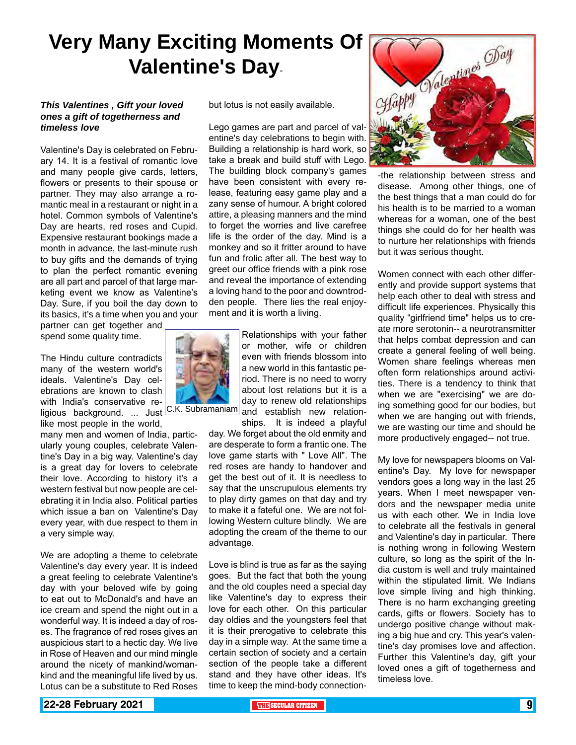# Very Many Exciting Moments Of Valentine's Day

***This Valentines , Gift your loved ones a gift of togetherness and timeless love***

Valentine's Day is celebrated on February 14. It is a festival of romantic love and many people give cards, letters, flowers or presents to their spouse or partner. They may also arrange a romantic meal in a restaurant or night in a hotel. Common symbols of Valentine's Day are hearts, red roses and Cupid. Expensive restaurant bookings made a month in advance, the last-minute rush to buy gifts and the demands of trying to plan the perfect romantic evening are all part and parcel of that large marketing event we know as Valentine's Day. Sure, if you boil the day down to its basics, it's a time when you and your partner can get together and spend some quality time.

C.K. Subramaniam

The Hindu culture contradicts many of the western world's ideals. Valentine's Day celebrations are known to clash with India's conservative religious background. ... Just like most people in the world, many men and women of India, particularly young couples, celebrate Valentine's Day in a big way. Valentine's day is a great day for lovers to celebrate their love. According to history it's a western festival but now people are celebrating it in India also. Political parties which issue a ban on Valentine's Day every year, with due respect to them in a very simple way.

We are adopting a theme to celebrate Valentine's day every year. It is indeed a great feeling to celebrate Valentine's day with your beloved wife by going to eat out to McDonald's and have an ice cream and spend the night out in a wonderful way. It is indeed a day of roses. The fragrance of red roses gives an auspicious start to a hectic day. We live in Rose of Heaven and our mind mingle around the nicety of mankind/womankind and the meaningful life lived by us. Lotus can be a substitute to Red Roses but lotus is not easily available.

Lego games are part and parcel of valentine's day celebrations to begin with. Building a relationship is hard work, so take a break and build stuff with Lego. The building block company's games have been consistent with every release, featuring easy game play and a zany sense of humour. A bright colored attire, a pleasing manners and the mind to forget the worries and live carefree life is the order of the day. Mind is a monkey and so it fitter around to have fun and frolic after all. The best way to greet our office friends with a pink rose and reveal the importance of extending a loving hand to the poor and downtrodden people. There lies the real enjoyment and it is worth a living.

Relationships with your father or mother, wife or children even with friends blossom into a new world in this fantastic period. There is no need to worry about lost relations but it is a day to renew old relationships and establish new relationships. It is indeed a playful day. We forget about the old enmity and are desperate to form a frantic one. The love game starts with " Love All". The red roses are handy to handover and get the best out of it. It is needless to say that the unscrupulous elements try to play dirty games on that day and try to make it a fateful one. We are not following Western culture blindly. We are adopting the cream of the theme to our advantage.

Love is blind is true as far as the saying goes. But the fact that both the young and the old couples need a special day like Valentine's day to express their love for each other. On this particular day oldies and the youngsters feel that it is their prerogative to celebrate this day in a simple way. At the same time a certain section of society and a certain section of the people take a different stand and they have other ideas. It's time to keep the mind-body connection--the relationship between stress and disease. Among other things, one of the best things that a man could do for his health is to be married to a woman whereas for a woman, one of the best things she could do for her health was to nurture her relationships with friends but it was serious thought.

Women connect with each other differently and provide support systems that help each other to deal with stress and difficult life experiences. Physically this quality "girlfriend time" helps us to create more serotonin-- a neurotransmitter that helps combat depression and can create a general feeling of well being. Women share feelings whereas men often form relationships around activities. There is a tendency to think that when we are "exercising" we are doing something good for our bodies, but when we are hanging out with friends, we are wasting our time and should be more productively engaged-- not true.

My love for newspapers blooms on Valentine's Day. My love for newspaper vendors goes a long way in the last 25 years. When I meet newspaper vendors and the newspaper media unite us with each other. We in India love to celebrate all the festivals in general and Valentine's day in particular. There is nothing wrong in following Western culture, so long as the spirit of the India custom is well and truly maintained within the stipulated limit. We Indians love simple living and high thinking. There is no harm exchanging greeting cards, gifts or flowers. Society has to undergo positive change without making a big hue and cry. This year's valentine's day promises love and affection. Further this Valentine's day, gift your loved ones a gift of togetherness and timeless love.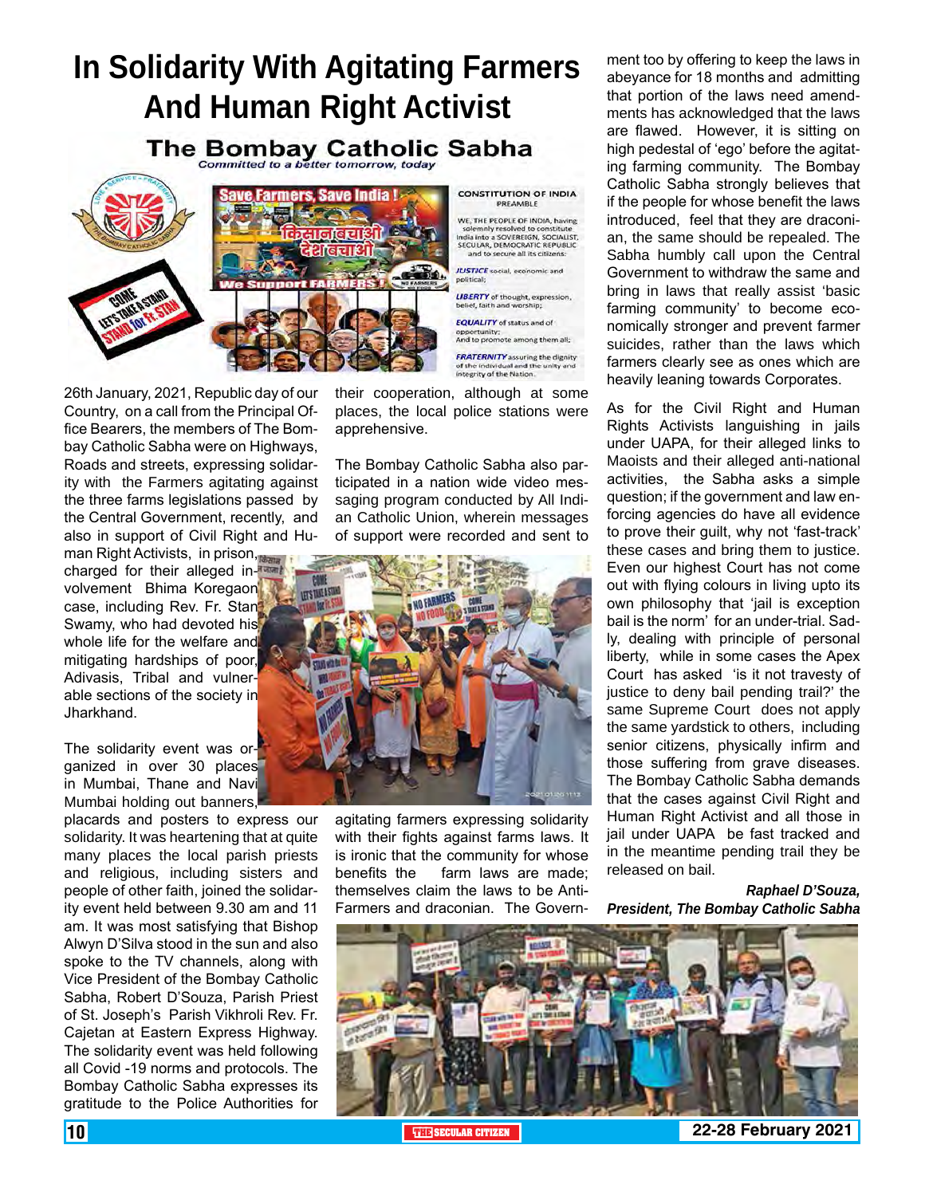# In Solidarity With Agitating Farmers And Human Right Activist

26th January, 2021, Republic day of our Country, on a call from the Principal Office Bearers, the members of The Bombay Catholic Sabha were on Highways, Roads and streets, expressing solidarity with the Farmers agitating against the three farms legislations passed by the Central Government, recently, and also in support of Civil Right and Human Right Activists, in prison, charged for their alleged involvement Bhima Koregaon case, including Rev. Fr. Stan Swamy, who had devoted his whole life for the welfare and mitigating hardships of poor, Adivasis, Tribal and vulnerable sections of the society in Jharkhand.

The solidarity event was organized in over 30 places in Mumbai, Thane and Navi Mumbai holding out banners, placards and posters to express our solidarity. It was heartening that at quite many places the local parish priests and religious, including sisters and people of other faith, joined the solidarity event held between 9.30 am and 11 am. It was most satisfying that Bishop Alwyn D'Silva stood in the sun and also spoke to the TV channels, along with Vice President of the Bombay Catholic Sabha, Robert D'Souza, Parish Priest of St. Joseph's Parish Vikhroli Rev. Fr. Cajetan at Eastern Express Highway. The solidarity event was held following all Covid -19 norms and protocols. The Bombay Catholic Sabha expresses its gratitude to the Police Authorities for their cooperation, although at some places, the local police stations were apprehensive.

The Bombay Catholic Sabha also participated in a nation wide video messaging program conducted by All Indian Catholic Union, wherein messages of support were recorded and sent to agitating farmers expressing solidarity with their fights against farms laws. It is ironic that the community for whose benefits the farm laws are made; themselves claim the laws to be Anti-Farmers and draconian. The Government too by offering to keep the laws in abeyance for 18 months and admitting that portion of the laws need amendments has acknowledged that the laws are flawed. However, it is sitting on high pedestal of 'ego' before the agitating farming community. The Bombay Catholic Sabha strongly believes that if the people for whose benefit the laws introduced, feel that they are draconian, the same should be repealed. The Sabha humbly call upon the Central Government to withdraw the same and bring in laws that really assist 'basic farming community' to become economically stronger and prevent farmer suicides, rather than the laws which farmers clearly see as ones which are heavily leaning towards Corporates.

As for the Civil Right and Human Rights Activists languishing in jails under UAPA, for their alleged links to Maoists and their alleged anti-national activities, the Sabha asks a simple question; if the government and law enforcing agencies do have all evidence to prove their guilt, why not 'fast-track' these cases and bring them to justice. Even our highest Court has not come out with flying colours in living upto its own philosophy that 'jail is exception bail is the norm' for an under-trial. Sadly, dealing with principle of personal liberty, while in some cases the Apex Court has asked 'is it not travesty of justice to deny bail pending trail?' the same Supreme Court does not apply the same yardstick to others, including senior citizens, physically infirm and those suffering from grave diseases. The Bombay Catholic Sabha demands that the cases against Civil Right and Human Right Activist and all those in jail under UAPA be fast tracked and in the meantime pending trail they be released on bail.

***Raphael D'Souza,***
***President, The Bombay Catholic Sabha***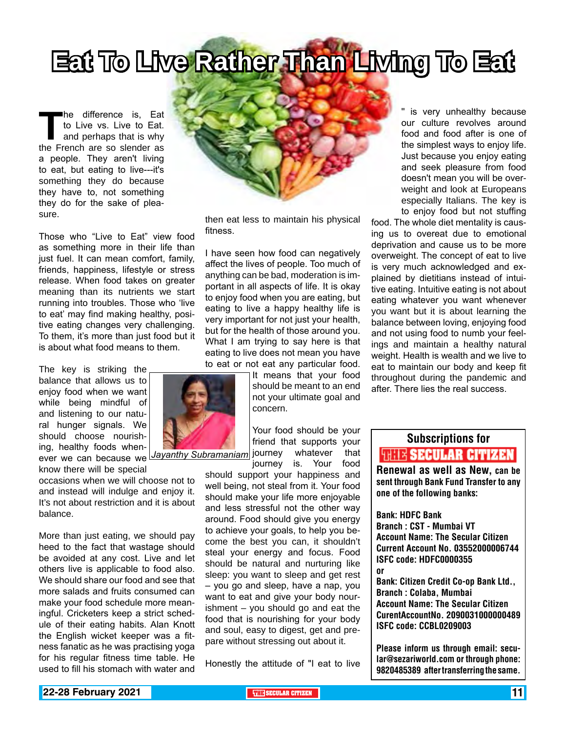# Eat To Live Rather Than Living To Eat

The difference is, Eat to Live vs. Live to Eat. and perhaps that is why the French are so slender as a people. They aren't living to eat, but eating to live---it's something they do because they have to, not something they do for the sake of pleasure.

Those who "Live to Eat" view food as something more in their life than just fuel. It can mean comfort, family, friends, happiness, lifestyle or stress release. When food takes on greater meaning than its nutrients we start running into troubles. Those who 'live to eat' may find making healthy, positive eating changes very challenging. To them, it's more than just food but it is about what food means to them.

The key is striking the balance that allows us to enjoy food when we want while being mindful of and listening to our natural hunger signals. We should choose nourishing, healthy foods whenever we can because we know there will be special occasions when we will choose not to and instead will indulge and enjoy it. It's not about restriction and it is about balance.

More than just eating, we should pay heed to the fact that wastage should be avoided at any cost. Live and let others live is applicable to food also. We should share our food and see that more salads and fruits consumed can make your food schedule more meaningful. Cricketers keep a strict schedule of their eating habits. Alan Knott the English wicket keeper was a fitness fanatic as he was practising yoga for his regular fitness time table. He used to fill his stomach with water and then eat less to maintain his physical fitness.

I have seen how food can negatively affect the lives of people. Too much of anything can be bad, moderation is important in all aspects of life. It is okay to enjoy food when you are eating, but eating to live a happy healthy life is very important for not just your health, but for the health of those around you. What I am trying to say here is that eating to live does not mean you have to eat or not eat any particular food. It means that your food should be meant to an end not your ultimate goal and concern.

*Jayanthy Subramaniam*

Your food should be your friend that supports your journey whatever that journey is. Your food should support your happiness and well being, not steal from it. Your food should make your life more enjoyable and less stressful not the other way around. Food should give you energy to achieve your goals, to help you become the best you can, it shouldn't steal your energy and focus. Food should be natural and nurturing like sleep: you want to sleep and get rest – you go and sleep, have a nap, you want to eat and give your body nourishment – you should go and eat the food that is nourishing for your body and soul, easy to digest, get and prepare without stressing out about it.

Honestly the attitude of "I eat to live" is very unhealthy because our culture revolves around food and food after is one of the simplest ways to enjoy life. Just because you enjoy eating and seek pleasure from food doesn't mean you will be overweight and look at Europeans especially Italians. The key is to enjoy food but not stuffing food. The whole diet mentality is causing us to overeat due to emotional deprivation and cause us to be more overweight. The concept of eat to live is very much acknowledged and explained by dietitians instead of intuitive eating. Intuitive eating is not about eating whatever you want whenever you want but it is about learning the balance between loving, enjoying food and not using food to numb your feelings and maintain a healthy natural weight. Health is wealth and we live to eat to maintain our body and keep fit throughout during the pandemic and after. There lies the real success.

---

**Subscriptions for THE SECULAR CITIZEN**

**Renewal as well as New, can be sent through Bank Fund Transfer to any one of the following banks:**

**Bank: HDFC Bank**
**Branch : CST - Mumbai VT**
**Account Name: The Secular Citizen**
**Current Account No. 03552000006744**
**ISFC code: HDFC0000355**

**or**

**Bank: Citizen Credit Co-op Bank Ltd.,**
**Branch : Colaba, Mumbai**
**Account Name: The Secular Citizen**
**CurentAccountNo. 2090031000000489**
**ISFC code: CCBL0209003**

**Please inform us through email: secular@sezariworld.com or through phone: 9820485389 after transferring the same.**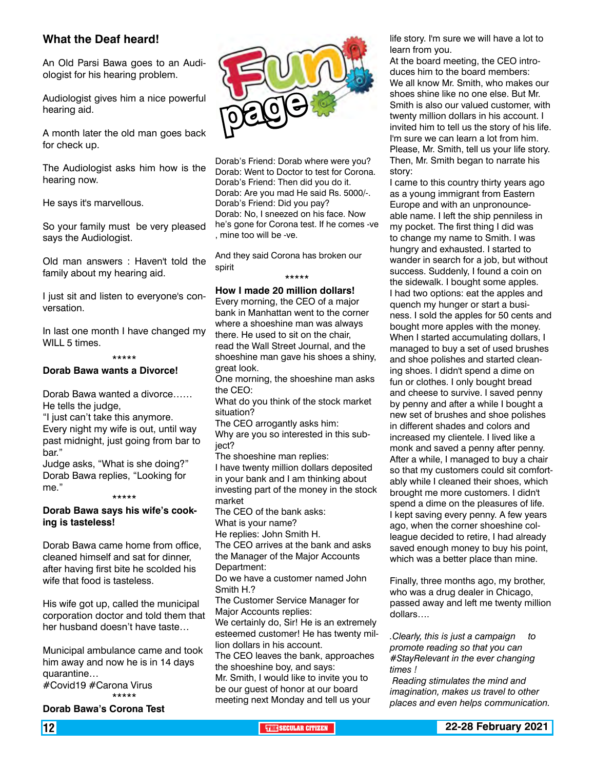## What the Deaf heard!

An Old Parsi Bawa goes to an Audiologist for his hearing problem.

Audiologist gives him a nice powerful hearing aid.

A month later the old man goes back for check up.

The Audiologist asks him how is the hearing now.

He says it's marvellous.

So your family must be very pleased says the Audiologist.

Old man answers : Haven't told the family about my hearing aid.

I just sit and listen to everyone's conversation.

In last one month I have changed my WILL 5 times.

\*\*\*\*\*

### Dorab Bawa wants a Divorce!

Dorab Bawa wanted a divorce……
He tells the judge,
"I just can't take this anymore.
Every night my wife is out, until way past midnight, just going from bar to bar."
Judge asks, "What is she doing?"
Dorab Bawa replies, "Looking for me."

\*\*\*\*\*

### Dorab Bawa says his wife's cooking is tasteless!

Dorab Bawa came home from office, cleaned himself and sat for dinner, after having first bite he scolded his wife that food is tasteless.

His wife got up, called the municipal corporation doctor and told them that her husband doesn't have taste…

Municipal ambulance came and took him away and now he is in 14 days quarantine…
#Covid19 #Carona Virus

\*\*\*\*\*

### Dorab Bawa's Corona Test

Dorab's Friend: Dorab where were you?
Dorab: Went to Doctor to test for Corona.
Dorab's Friend: Then did you do it.
Dorab: Are you mad He said Rs. 5000/-.
Dorab's Friend: Did you pay?
Dorab: No, I sneezed on his face. Now he's gone for Corona test. If he comes -ve , mine too will be -ve.

And they said Corona has broken our spirit

\*\*\*\*\*

### How I made 20 million dollars!

Every morning, the CEO of a major bank in Manhattan went to the corner where a shoeshine man was always there. He used to sit on the chair, read the Wall Street Journal, and the shoeshine man gave his shoes a shiny, great look.
One morning, the shoeshine man asks the CEO:
What do you think of the stock market situation?
The CEO arrogantly asks him:
Why are you so interested in this subject?
The shoeshine man replies:
I have twenty million dollars deposited in your bank and I am thinking about investing part of the money in the stock market
The CEO of the bank asks:
What is your name?
He replies: John Smith H.
The CEO arrives at the bank and asks the Manager of the Major Accounts Department:
Do we have a customer named John Smith H.?
The Customer Service Manager for Major Accounts replies:
We certainly do, Sir! He is an extremely esteemed customer! He has twenty million dollars in his account.
The CEO leaves the bank, approaches the shoeshine boy, and says:
Mr. Smith, I would like to invite you to be our guest of honor at our board meeting next Monday and tell us your life story. I'm sure we will have a lot to learn from you.
At the board meeting, the CEO introduces him to the board members:
We all know Mr. Smith, who makes our shoes shine like no one else. But Mr. Smith is also our valued customer, with twenty million dollars in his account. I invited him to tell us the story of his life. I'm sure we can learn a lot from him. Please, Mr. Smith, tell us your life story.
Then, Mr. Smith began to narrate his story:
I came to this country thirty years ago as a young immigrant from Eastern Europe and with an unpronounceable name. I left the ship penniless in my pocket. The first thing I did was to change my name to Smith. I was hungry and exhausted. I started to wander in search for a job, but without success. Suddenly, I found a coin on the sidewalk. I bought some apples. I had two options: eat the apples and quench my hunger or start a business. I sold the apples for 50 cents and bought more apples with the money. When I started accumulating dollars, I managed to buy a set of used brushes and shoe polishes and started cleaning shoes. I didn't spend a dime on fun or clothes. I only bought bread and cheese to survive. I saved penny by penny and after a while I bought a new set of brushes and shoe polishes in different shades and colors and increased my clientele. I lived like a monk and saved a penny after penny. After a while, I managed to buy a chair so that my customers could sit comfortably while I cleaned their shoes, which brought me more customers. I didn't spend a dime on the pleasures of life. I kept saving every penny. A few years ago, when the corner shoeshine colleague decided to retire, I had already saved enough money to buy his point, which was a better place than mine.

Finally, three months ago, my brother, who was a drug dealer in Chicago, passed away and left me twenty million dollars….

*.Clearly, this is just a campaign to promote reading so that you can #StayRelevant in the ever changing times !*

*Reading stimulates the mind and imagination, makes us travel to other places and even helps communication.*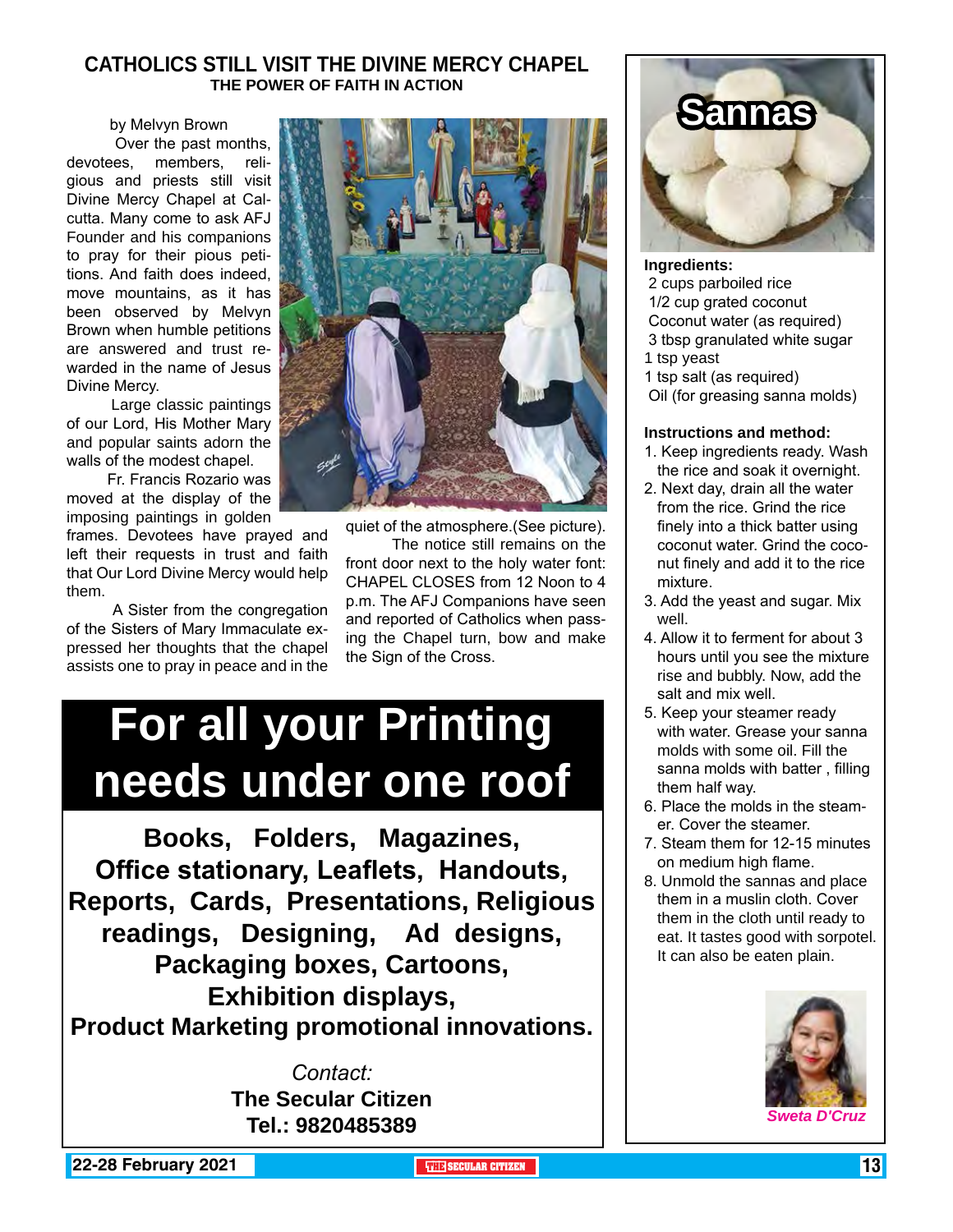## CATHOLICS STILL VISIT THE DIVINE MERCY CHAPEL

### THE POWER OF FAITH IN ACTION

by Melvyn Brown

Over the past months, devotees, members, religious and priests still visit Divine Mercy Chapel at Calcutta. Many come to ask AFJ Founder and his companions to pray for their pious petitions. And faith does indeed, move mountains, as it has been observed by Melvyn Brown when humble petitions are answered and trust rewarded in the name of Jesus Divine Mercy.

Large classic paintings of our Lord, His Mother Mary and popular saints adorn the walls of the modest chapel.

Fr. Francis Rozario was moved at the display of the imposing paintings in golden frames. Devotees have prayed and left their requests in trust and faith that Our Lord Divine Mercy would help them.

A Sister from the congregation of the Sisters of Mary Immaculate expressed her thoughts that the chapel assists one to pray in peace and in the quiet of the atmosphere.(See picture).

The notice still remains on the front door next to the holy water font: CHAPEL CLOSES from 12 Noon to 4 p.m. The AFJ Companions have seen and reported of Catholics when passing the Chapel turn, bow and make the Sign of the Cross.

# For all your Printing needs under one roof

**Books, Folders, Magazines, Office stationary, Leaflets, Handouts, Reports, Cards, Presentations, Religious readings, Designing, Ad designs, Packaging boxes, Cartoons, Exhibition displays, Product Marketing promotional innovations.**

*Contact:*
**The Secular Citizen**
**Tel.: 9820485389**

## Sannas

**Ingredients:**

- 2 cups parboiled rice
- 1/2 cup grated coconut
- Coconut water (as required)
- 3 tbsp granulated white sugar
- 1 tsp yeast
- 1 tsp salt (as required)
- Oil (for greasing sanna molds)

**Instructions and method:**

1. Keep ingredients ready. Wash the rice and soak it overnight.
2. Next day, drain all the water from the rice. Grind the rice finely into a thick batter using coconut water. Grind the coconut finely and add it to the rice mixture.
3. Add the yeast and sugar. Mix well.
4. Allow it to ferment for about 3 hours until you see the mixture rise and bubbly. Now, add the salt and mix well.
5. Keep your steamer ready with water. Grease your sanna molds with some oil. Fill the sanna molds with batter , filling them half way.
6. Place the molds in the steamer. Cover the steamer.
7. Steam them for 12-15 minutes on medium high flame.
8. Unmold the sannas and place them in a muslin cloth. Cover them in the cloth until ready to eat. It tastes good with sorpotel. It can also be eaten plain.

*Sweta D'Cruz*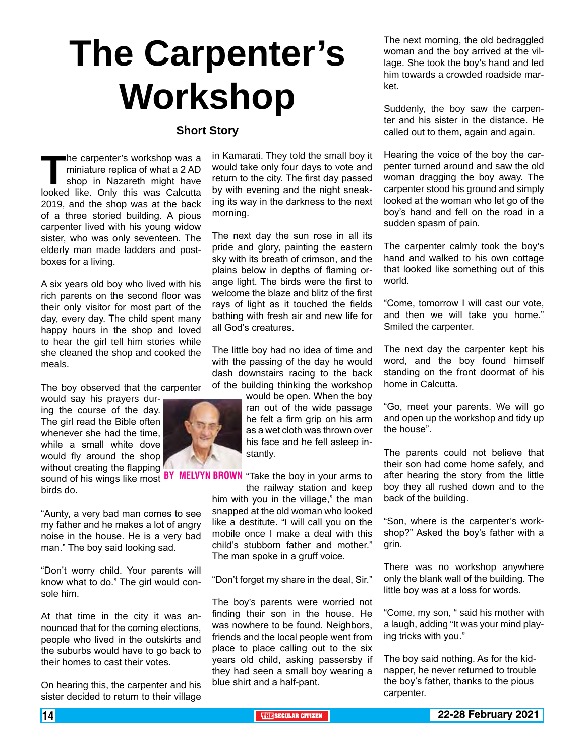# The Carpenter's Workshop

**Short Story**

**BY MELVYN BROWN**

The carpenter's workshop was a miniature replica of what a 2 AD shop in Nazareth might have looked like. Only this was Calcutta 2019, and the shop was at the back of a three storied building. A pious carpenter lived with his young widow sister, who was only seventeen. The elderly man made ladders and post-boxes for a living.

A six years old boy who lived with his rich parents on the second floor was their only visitor for most part of the day, every day. The child spent many happy hours in the shop and loved to hear the girl tell him stories while she cleaned the shop and cooked the meals.

The boy observed that the carpenter would say his prayers during the course of the day. The girl read the Bible often whenever she had the time, while a small white dove would fly around the shop without creating the flapping sound of his wings like most birds do.

"Aunty, a very bad man comes to see my father and he makes a lot of angry noise in the house. He is a very bad man." The boy said looking sad.

"Don't worry child. Your parents will know what to do." The girl would console him.

At that time in the city it was announced that for the coming elections, people who lived in the outskirts and the suburbs would have to go back to their homes to cast their votes.

On hearing this, the carpenter and his sister decided to return to their village in Kamarati. They told the small boy it would take only four days to vote and return to the city. The first day passed by with evening and the night sneaking its way in the darkness to the next morning.

The next day the sun rose in all its pride and glory, painting the eastern sky with its breath of crimson, and the plains below in depths of flaming orange light. The birds were the first to welcome the blaze and blitz of the first rays of light as it touched the fields bathing with fresh air and new life for all God's creatures.

The little boy had no idea of time and with the passing of the day he would dash downstairs racing to the back of the building thinking the workshop would be open. When the boy ran out of the wide passage he felt a firm grip on his arm as a wet cloth was thrown over his face and he fell asleep instantly.

"Take the boy in your arms to the railway station and keep him with you in the village," the man snapped at the old woman who looked like a destitute. "I will call you on the mobile once I make a deal with this child's stubborn father and mother." The man spoke in a gruff voice.

"Don't forget my share in the deal, Sir."

The boy's parents were worried not finding their son in the house. He was nowhere to be found. Neighbors, friends and the local people went from place to place calling out to the six years old child, asking passersby if they had seen a small boy wearing a blue shirt and a half-pant.

The next morning, the old bedraggled woman and the boy arrived at the village. She took the boy's hand and led him towards a crowded roadside market.

Suddenly, the boy saw the carpenter and his sister in the distance. He called out to them, again and again.

Hearing the voice of the boy the carpenter turned around and saw the old woman dragging the boy away. The carpenter stood his ground and simply looked at the woman who let go of the boy's hand and fell on the road in a sudden spasm of pain.

The carpenter calmly took the boy's hand and walked to his own cottage that looked like something out of this world.

"Come, tomorrow I will cast our vote, and then we will take you home." Smiled the carpenter.

The next day the carpenter kept his word, and the boy found himself standing on the front doormat of his home in Calcutta.

"Go, meet your parents. We will go and open up the workshop and tidy up the house".

The parents could not believe that their son had come home safely, and after hearing the story from the little boy they all rushed down and to the back of the building.

"Son, where is the carpenter's workshop?" Asked the boy's father with a grin.

There was no workshop anywhere only the blank wall of the building. The little boy was at a loss for words.

"Come, my son, " said his mother with a laugh, adding "It was your mind playing tricks with you."

The boy said nothing. As for the kidnapper, he never returned to trouble the boy's father, thanks to the pious carpenter.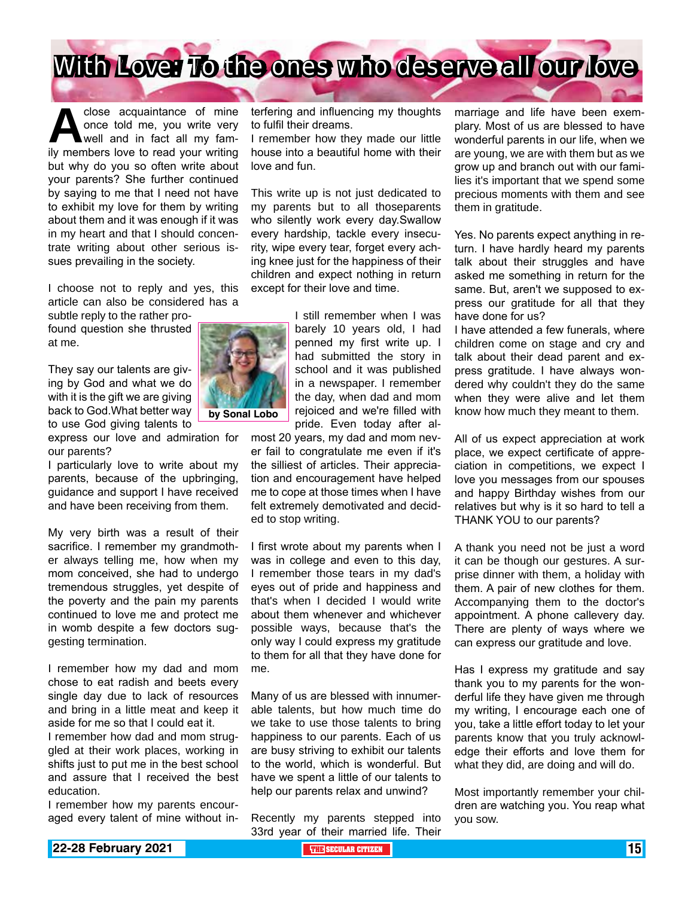# With Love: To the ones who deserve all our love

A close acquaintance of mine once told me, you write very well and in fact all my family members love to read your writing but why do you so often write about your parents? She further continued by saying to me that I need not have to exhibit my love for them by writing about them and it was enough if it was in my heart and that I should concentrate writing about other serious issues prevailing in the society.

I choose not to reply and yes, this article can also be considered has a subtle reply to the rather profound question she thrusted at me.

**by Sonal Lobo**

They say our talents are giving by God and what we do with it is the gift we are giving back to God.What better way to use God giving talents to express our love and admiration for our parents?

I particularly love to write about my parents, because of the upbringing, guidance and support I have received and have been receiving from them.

My very birth was a result of their sacrifice. I remember my grandmother always telling me, how when my mom conceived, she had to undergo tremendous struggles, yet despite of the poverty and the pain my parents continued to love me and protect me in womb despite a few doctors suggesting termination.

I remember how my dad and mom chose to eat radish and beets every single day due to lack of resources and bring in a little meat and keep it aside for me so that I could eat it.

I remember how dad and mom struggled at their work places, working in shifts just to put me in the best school and assure that I received the best education.

I remember how my parents encouraged every talent of mine without interfering and influencing my thoughts to fulfil their dreams.

I remember how they made our little house into a beautiful home with their love and fun.

This write up is not just dedicated to my parents but to all thoseparents who silently work every day.Swallow every hardship, tackle every insecurity, wipe every tear, forget every aching knee just for the happiness of their children and expect nothing in return except for their love and time.

I still remember when I was barely 10 years old, I had penned my first write up. I had submitted the story in school and it was published in a newspaper. I remember the day, when dad and mom rejoiced and we're filled with pride. Even today after almost 20 years, my dad and mom never fail to congratulate me even if it's the silliest of articles. Their appreciation and encouragement have helped me to cope at those times when I have felt extremely demotivated and decided to stop writing.

I first wrote about my parents when I was in college and even to this day, I remember those tears in my dad's eyes out of pride and happiness and that's when I decided I would write about them whenever and whichever possible ways, because that's the only way I could express my gratitude to them for all that they have done for me.

Many of us are blessed with innumerable talents, but how much time do we take to use those talents to bring happiness to our parents. Each of us are busy striving to exhibit our talents to the world, which is wonderful. But have we spent a little of our talents to help our parents relax and unwind?

Recently my parents stepped into 33rd year of their married life. Their marriage and life have been exemplary. Most of us are blessed to have wonderful parents in our life, when we are young, we are with them but as we grow up and branch out with our families it's important that we spend some precious moments with them and see them in gratitude.

Yes. No parents expect anything in return. I have hardly heard my parents talk about their struggles and have asked me something in return for the same. But, aren't we supposed to express our gratitude for all that they have done for us?

I have attended a few funerals, where children come on stage and cry and talk about their dead parent and express gratitude. I have always wondered why couldn't they do the same when they were alive and let them know how much they meant to them.

All of us expect appreciation at work place, we expect certificate of appreciation in competitions, we expect I love you messages from our spouses and happy Birthday wishes from our relatives but why is it so hard to tell a THANK YOU to our parents?

A thank you need not be just a word it can be though our gestures. A surprise dinner with them, a holiday with them. A pair of new clothes for them. Accompanying them to the doctor's appointment. A phone callevery day. There are plenty of ways where we can express our gratitude and love.

Has I express my gratitude and say thank you to my parents for the wonderful life they have given me through my writing, I encourage each one of you, take a little effort today to let your parents know that you truly acknowledge their efforts and love them for what they did, are doing and will do.

Most importantly remember your children are watching you. You reap what you sow.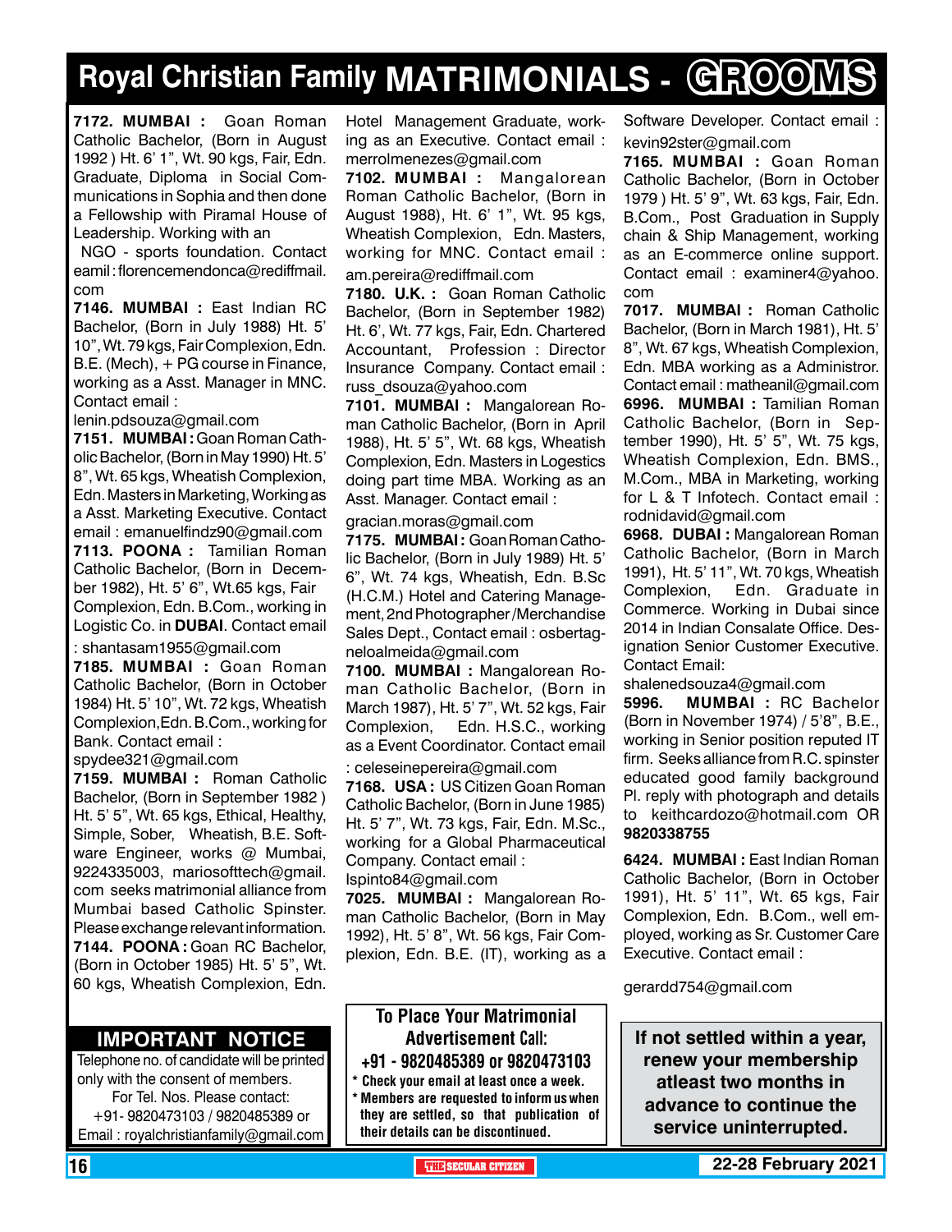# Royal Christian Family MATRIMONIALS - GROOMS

**7172. MUMBAI :** Goan Roman Catholic Bachelor, (Born in August 1992 ) Ht. 6' 1", Wt. 90 kgs, Fair, Edn. Graduate, Diploma in Social Communications in Sophia and then done a Fellowship with Piramal House of Leadership. Working with an NGO - sports foundation. Contact eamil : florencemendonca@rediffmail.com

**7146. MUMBAI :** East Indian RC Bachelor, (Born in July 1988) Ht. 5' 10", Wt. 79 kgs, Fair Complexion, Edn. B.E. (Mech), + PG course in Finance, working as a Asst. Manager in MNC. Contact email : lenin.pdsouza@gmail.com

**7151. MUMBAI :** Goan Roman Catholic Bachelor, (Born in May 1990) Ht. 5' 8", Wt. 65 kgs, Wheatish Complexion, Edn. Masters in Marketing, Working as a Asst. Marketing Executive. Contact email : emanuelfindz90@gmail.com

**7113. POONA :** Tamilian Roman Catholic Bachelor, (Born in December 1982), Ht. 5' 6", Wt.65 kgs, Fair Complexion, Edn. B.Com., working in Logistic Co. in **DUBAI**. Contact email : shantasam1955@gmail.com

**7185. MUMBAI :** Goan Roman Catholic Bachelor, (Born in October 1984) Ht. 5' 10", Wt. 72 kgs, Wheatish Complexion,Edn. B.Com., working for Bank. Contact email : spydee321@gmail.com

**7159. MUMBAI :** Roman Catholic Bachelor, (Born in September 1982 ) Ht. 5' 5", Wt. 65 kgs, Ethical, Healthy, Simple, Sober, Wheatish, B.E. Software Engineer, works @ Mumbai, 9224335003, mariosofttech@gmail.com seeks matrimonial alliance from Mumbai based Catholic Spinster. Please exchange relevant information.

**7144. POONA :** Goan RC Bachelor, (Born in October 1985) Ht. 5' 5", Wt. 60 kgs, Wheatish Complexion, Edn. Hotel Management Graduate, working as an Executive. Contact email : merrolmenezes@gmail.com

**7102. MUMBAI :** Mangalorean Roman Catholic Bachelor, (Born in August 1988), Ht. 6' 1", Wt. 95 kgs, Wheatish Complexion, Edn. Masters, working for MNC. Contact email : am.pereira@rediffmail.com

**7180. U.K. :** Goan Roman Catholic Bachelor, (Born in September 1982) Ht. 6', Wt. 77 kgs, Fair, Edn. Chartered Accountant, Profession : Director Insurance Company. Contact email : russ_dsouza@yahoo.com

**7101. MUMBAI :** Mangalorean Roman Catholic Bachelor, (Born in April 1988), Ht. 5' 5", Wt. 68 kgs, Wheatish Complexion, Edn. Masters in Logestics doing part time MBA. Working as an Asst. Manager. Contact email : gracian.moras@gmail.com

**7175. MUMBAI :** Goan Roman Catholic Bachelor, (Born in July 1989) Ht. 5' 6", Wt. 74 kgs, Wheatish, Edn. B.Sc (H.C.M.) Hotel and Catering Management, 2nd Photographer /Merchandise Sales Dept., Contact email : osbertagneloalmeida@gmail.com

**7100. MUMBAI :** Mangalorean Roman Catholic Bachelor, (Born in March 1987), Ht. 5' 7", Wt. 52 kgs, Fair Complexion, Edn. H.S.C., working as a Event Coordinator. Contact email : celeseinepereira@gmail.com

**7168. USA :** US Citizen Goan Roman Catholic Bachelor, (Born in June 1985) Ht. 5' 7", Wt. 73 kgs, Fair, Edn. M.Sc., working for a Global Pharmaceutical Company. Contact email : lspinto84@gmail.com

**7025. MUMBAI :** Mangalorean Roman Catholic Bachelor, (Born in May 1992), Ht. 5' 8", Wt. 56 kgs, Fair Complexion, Edn. B.E. (IT), working as a Software Developer. Contact email : kevin92ster@gmail.com

**7165. MUMBAI :** Goan Roman Catholic Bachelor, (Born in October 1979 ) Ht. 5' 9", Wt. 63 kgs, Fair, Edn. B.Com., Post Graduation in Supply chain & Ship Management, working as an E-commerce online support. Contact email : examiner4@yahoo.com

**7017. MUMBAI :** Roman Catholic Bachelor, (Born in March 1981), Ht. 5' 8", Wt. 67 kgs, Wheatish Complexion, Edn. MBA working as a Administror. Contact email : matheanil@gmail.com

**6996. MUMBAI :** Tamilian Roman Catholic Bachelor, (Born in September 1990), Ht. 5' 5", Wt. 75 kgs, Wheatish Complexion, Edn. BMS., M.Com., MBA in Marketing, working for L & T Infotech. Contact email : rodnidavid@gmail.com

**6968. DUBAI :** Mangalorean Roman Catholic Bachelor, (Born in March 1991), Ht. 5' 11", Wt. 70 kgs, Wheatish Complexion, Edn. Graduate in Commerce. Working in Dubai since 2014 in Indian Consalate Office. Designation Senior Customer Executive. Contact Email: shalenedsouza4@gmail.com

**5996. MUMBAI :** RC Bachelor (Born in November 1974) / 5'8", B.E., working in Senior position reputed IT firm. Seeks alliance from R.C. spinster educated good family background Pl. reply with photograph and details to keithcardozo@hotmail.com OR **9820338755**

**6424. MUMBAI :** East Indian Roman Catholic Bachelor, (Born in October 1991), Ht. 5' 11", Wt. 65 kgs, Fair Complexion, Edn. B.Com., well employed, working as Sr. Customer Care Executive. Contact email : gerardd754@gmail.com

## IMPORTANT NOTICE

Telephone no. of candidate will be printed only with the consent of members.
For Tel. Nos. Please contact:
+91- 9820473103 / 9820485389 or
Email : royalchristianfamily@gmail.com

**To Place Your Matrimonial Advertisement Call:**
**+91 - 9820485389 or 9820473103**

- Check your email at least once a week.
- Members are requested to inform us when they are settled, so that publication of their details can be discontinued.

**If not settled within a year, renew your membership atleast two months in advance to continue the service uninterrupted.**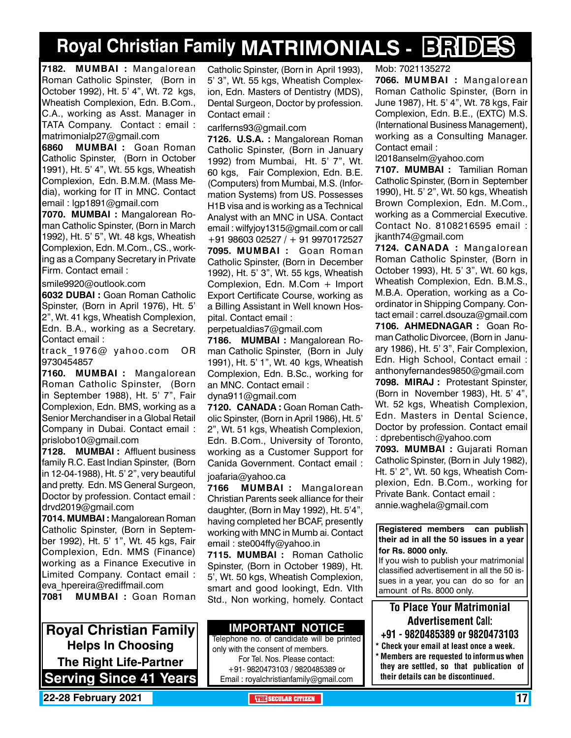# Royal Christian Family MATRIMONIALS - BRIDES

**7182. MUMBAI :** Mangalorean Roman Catholic Spinster, (Born in October 1992), Ht. 5' 4", Wt. 72 kgs, Wheatish Complexion, Edn. B.Com., C.A., working as Asst. Manager in TATA Company. Contact : email : matrimonialp27@gmail.com

**6860 MUMBAI :** Goan Roman Catholic Spinster, (Born in October 1991), Ht. 5' 4", Wt. 55 kgs, Wheatish Complexion, Edn. B.M.M. (Mass Media), working for IT in MNC. Contact email : lgp1891@gmail.com

**7070. MUMBAI :** Mangalorean Roman Catholic Spinster, (Born in March 1992), Ht. 5' 5", Wt. 48 kgs, Wheatish Complexion, Edn. M.Com., CS., working as a Company Secretary in Private Firm. Contact email :

smile9920@outlook.com

**6032 DUBAI :** Goan Roman Catholic Spinster, (Born in April 1976), Ht. 5' 2", Wt. 41 kgs, Wheatish Complexion, Edn. B.A., working as a Secretary. Contact email :

track_1976@ yahoo.com OR 9730454857

**7160. MUMBAI :** Mangalorean Roman Catholic Spinster, (Born in September 1988), Ht. 5' 7", Fair Complexion, Edn. BMS, working as a Senior Merchandiser in a Global Retail Company in Dubai. Contact email : prislobo10@gmail.com

**7128. MUMBAI :** Affluent business family R.C. East Indian Spinster, (Born in 12-04-1988), Ht. 5' 2", very beautiful and pretty. Edn. MS General Surgeon, Doctor by profession. Contact email : drvd2019@gmail.com

**7014. MUMBAI :** Mangalorean Roman Catholic Spinster, (Born in September 1992), Ht. 5' 1", Wt. 45 kgs, Fair Complexion, Edn. MMS (Finance) working as a Finance Executive in Limited Company. Contact email : eva_hpereira@rediffmail.com

**7081 MUMBAI :** Goan Roman Catholic Spinster, (Born in April 1993), 5' 3", Wt. 55 kgs, Wheatish Complexion, Edn. Masters of Dentistry (MDS), Dental Surgeon, Doctor by profession. Contact email :

carlferns93@gmail.com

**7126. U.S.A. :** Mangalorean Roman Catholic Spinster, (Born in January 1992) from Mumbai, Ht. 5' 7", Wt. 60 kgs, Fair Complexion, Edn. B.E. (Computers) from Mumbai, M.S. (Information Systems) from US. Possesses H1B visa and is working as a Technical Analyst with an MNC in USA. Contact email : wilfyjoy1315@gmail.com or call +91 98603 02527 / + 91 9970172527

**7095. MUMBAI :** Goan Roman Catholic Spinster, (Born in December 1992), Ht. 5' 3", Wt. 55 kgs, Wheatish Complexion, Edn. M.Com + Import Export Certificate Course, working as a Billing Assistant in Well known Hospital. Contact email :

perpetualdias7@gmail.com

**7186. MUMBAI :** Mangalorean Roman Catholic Spinster, (Born in July 1991), Ht. 5' 1", Wt. 40 kgs, Wheatish Complexion, Edn. B.Sc., working for an MNC. Contact email :

dyna911@gmail.com

**7120. CANADA :** Goan Roman Catholic Spinster, (Born in April 1986), Ht. 5' 2", Wt. 51 kgs, Wheatish Complexion, Edn. B.Com., University of Toronto, working as a Customer Support for Canida Government. Contact email :

joafaria@yahoo.ca

**7166 MUMBAI :** Mangalorean Christian Parents seek alliance for their daughter, (Born in May 1992), Ht. 5'4", having completed her BCAF, presently working with MNC in Mumb ai. Contact email : ste004ffy@yahoo.in

**7115. MUMBAI :** Roman Catholic Spinster, (Born in October 1989), Ht. 5', Wt. 50 kgs, Wheatish Complexion, smart and good lookingt, Edn. VIth Std., Non working, homely. Contact Mob: 7021135272

**7066. MUMBAI :** Mangalorean Roman Catholic Spinster, (Born in June 1987), Ht. 5' 4", Wt. 78 kgs, Fair Complexion, Edn. B.E., (EXTC) M.S. (International Business Management), working as a Consulting Manager. Contact email :

l2018anselm@yahoo.com

**7107. MUMBAI :** Tamilian Roman Catholic Spinster, (Born in September 1990), Ht. 5' 2", Wt. 50 kgs, Wheatish Brown Complexion, Edn. M.Com., working as a Commercial Executive. Contact No. 8108216595 email : jkanth74@gmail.com

**7124. CANADA :** Mangalorean Roman Catholic Spinster, (Born in October 1993), Ht. 5' 3", Wt. 60 kgs, Wheatish Complexion, Edn. B.M.S., M.B.A. Operation, working as a Co-ordinator in Shipping Company. Contact email : carrel.dsouza@gmail.com

**7106. AHMEDNAGAR :** Goan Roman Catholic Divorcee, (Born in January 1986), Ht. 5' 3", Fair Complexion, Edn. High School, Contact email : anthonyfernandes9850@gmail.com

**7098. MIRAJ :** Protestant Spinster, (Born in November 1983), Ht. 5' 4", Wt. 52 kgs, Wheatish Complexion, Edn. Masters in Dental Science, Doctor by profession. Contact email : dprebentisch@yahoo.com

**7093. MUMBAI :** Gujarati Roman Catholic Spinster, (Born in July 1982), Ht. 5' 2", Wt. 50 kgs, Wheatish Complexion, Edn. B.Com., working for Private Bank. Contact email : annie.waghela@gmail.com

**Registered members can publish their ad in all the 50 issues in a year for Rs. 8000 only.**
If you wish to publish your matrimonial classified advertisement in all the 50 issues in a year, you can do so for an amount of Rs. 8000 only.

**To Place Your Matrimonial Advertisement Call:**
**+91 - 9820485389 or 9820473103**
* **Check your email at least once a week.**
* **Members are requested to inform us when they are settled, so that publication of their details can be discontinued.**

**Royal Christian Family**
**Helps In Choosing The Right Life-Partner**
**Serving Since 41 Years**

**IMPORTANT NOTICE**
Telephone no. of candidate will be printed only with the consent of members.
For Tel. Nos. Please contact:
+91- 9820473103 / 9820485389 or
Email : royalchristianfamily@gmail.com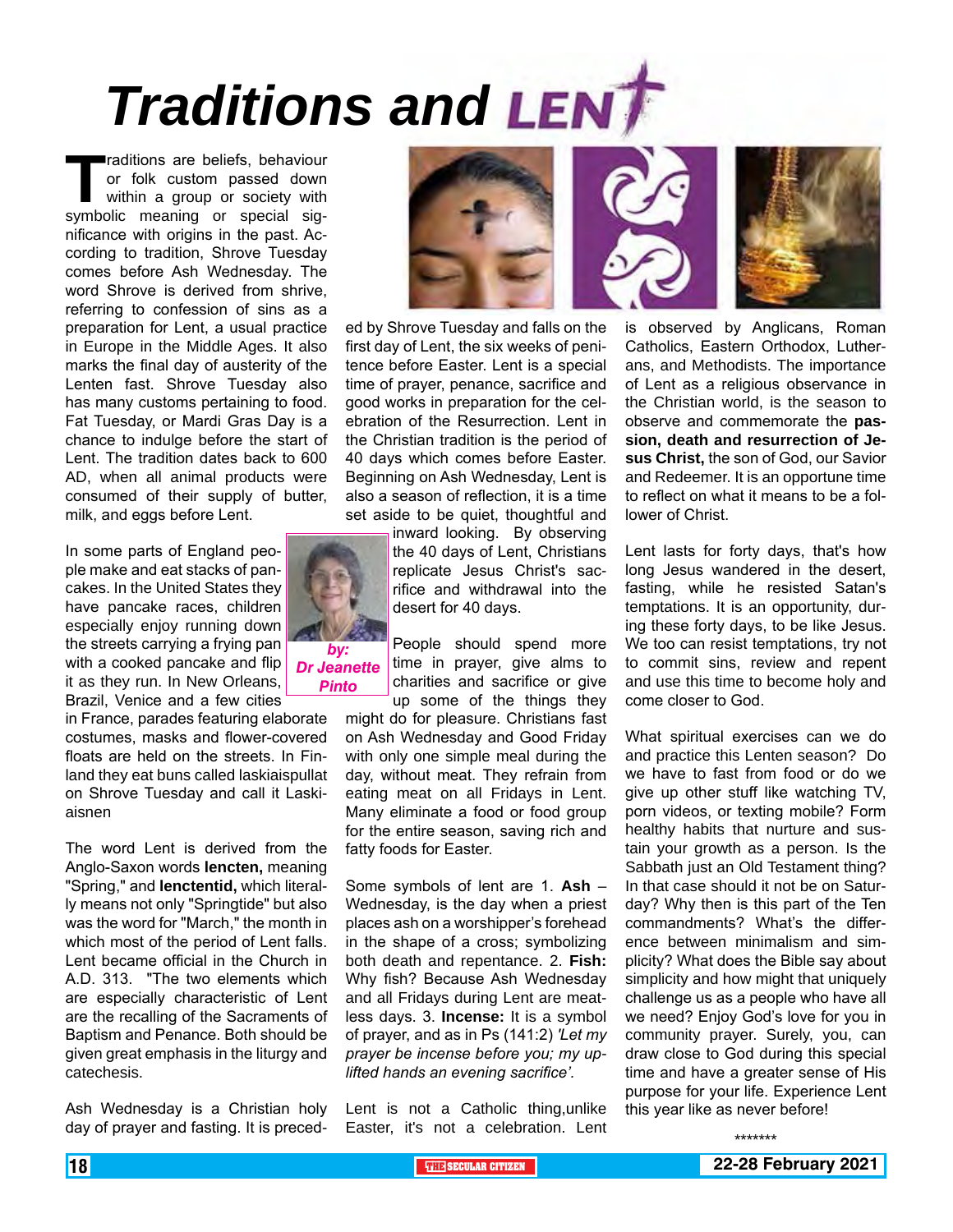# Traditions and LENT

Traditions are beliefs, behaviour or folk custom passed down within a group or society with symbolic meaning or special significance with origins in the past. According to tradition, Shrove Tuesday comes before Ash Wednesday. The word Shrove is derived from shrive, referring to confession of sins as a preparation for Lent, a usual practice in Europe in the Middle Ages. It also marks the final day of austerity of the Lenten fast. Shrove Tuesday also has many customs pertaining to food. Fat Tuesday, or Mardi Gras Day is a chance to indulge before the start of Lent. The tradition dates back to 600 AD, when all animal products were consumed of their supply of butter, milk, and eggs before Lent.

In some parts of England people make and eat stacks of pancakes. In the United States they have pancake races, children especially enjoy running down the streets carrying a frying pan with a cooked pancake and flip it as they run. In New Orleans, Brazil, Venice and a few cities in France, parades featuring elaborate costumes, masks and flower-covered floats are held on the streets. In Finland they eat buns called laskiaispullat on Shrove Tuesday and call it Laskiaisnen

*by: Dr Jeanette Pinto*

The word Lent is derived from the Anglo-Saxon words **lencten,** meaning "Spring," and **lenctentid,** which literally means not only "Springtide" but also was the word for "March," the month in which most of the period of Lent falls. Lent became official in the Church in A.D. 313. "The two elements which are especially characteristic of Lent are the recalling of the Sacraments of Baptism and Penance. Both should be given great emphasis in the liturgy and catechesis.

Ash Wednesday is a Christian holy day of prayer and fasting. It is preceded by Shrove Tuesday and falls on the first day of Lent, the six weeks of penitence before Easter. Lent is a special time of prayer, penance, sacrifice and good works in preparation for the celebration of the Resurrection. Lent in the Christian tradition is the period of 40 days which comes before Easter. Beginning on Ash Wednesday, Lent is also a season of reflection, it is a time set aside to be quiet, thoughtful and inward looking. By observing the 40 days of Lent, Christians replicate Jesus Christ's sacrifice and withdrawal into the desert for 40 days.

People should spend more time in prayer, give alms to charities and sacrifice or give up some of the things they might do for pleasure. Christians fast on Ash Wednesday and Good Friday with only one simple meal during the day, without meat. They refrain from eating meat on all Fridays in Lent. Many eliminate a food or food group for the entire season, saving rich and fatty foods for Easter.

Some symbols of lent are 1. **Ash** – Wednesday, is the day when a priest places ash on a worshipper's forehead in the shape of a cross; symbolizing both death and repentance. 2. **Fish:** Why fish? Because Ash Wednesday and all Fridays during Lent are meatless days. 3. **Incense:** It is a symbol of prayer, and as in Ps (141:2) *'Let my prayer be incense before you; my uplifted hands an evening sacrifice'.*

Lent is not a Catholic thing,unlike Easter, it's not a celebration. Lent is observed by Anglicans, Roman Catholics, Eastern Orthodox, Lutherans, and Methodists. The importance of Lent as a religious observance in the Christian world, is the season to observe and commemorate the **passion, death and resurrection of Jesus Christ,** the son of God, our Savior and Redeemer. It is an opportune time to reflect on what it means to be a follower of Christ.

Lent lasts for forty days, that's how long Jesus wandered in the desert, fasting, while he resisted Satan's temptations. It is an opportunity, during these forty days, to be like Jesus. We too can resist temptations, try not to commit sins, review and repent and use this time to become holy and come closer to God.

What spiritual exercises can we do and practice this Lenten season? Do we have to fast from food or do we give up other stuff like watching TV, porn videos, or texting mobile? Form healthy habits that nurture and sustain your growth as a person. Is the Sabbath just an Old Testament thing? In that case should it not be on Saturday? Why then is this part of the Ten commandments? What's the difference between minimalism and simplicity? What does the Bible say about simplicity and how might that uniquely challenge us as a people who have all we need? Enjoy God's love for you in community prayer. Surely, you, can draw close to God during this special time and have a greater sense of His purpose for your life. Experience Lent this year like as never before!

*******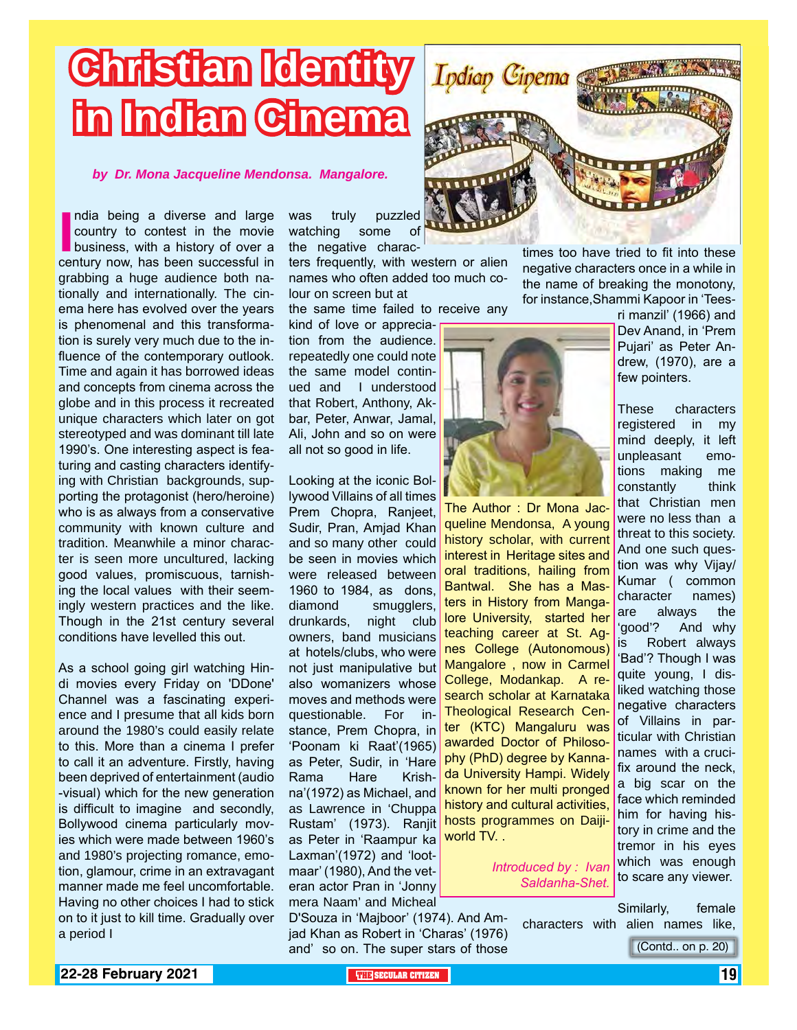# Christian Identity in Indian Cinema

*by Dr. Mona Jacqueline Mendonsa. Mangalore.*

India being a diverse and large country to contest in the movie business, with a history of over a century now, has been successful in grabbing a huge audience both nationally and internationally. The cinema here has evolved over the years is phenomenal and this transformation is surely very much due to the influence of the contemporary outlook. Time and again it has borrowed ideas and concepts from cinema across the globe and in this process it recreated unique characters which later on got stereotyped and was dominant till late 1990's. One interesting aspect is featuring and casting characters identifying with Christian backgrounds, supporting the protagonist (hero/heroine) who is as always from a conservative community with known culture and tradition. Meanwhile a minor character is seen more uncultured, lacking good values, promiscuous, tarnishing the local values with their seemingly western practices and the like. Though in the 21st century several conditions have levelled this out.

As a school going girl watching Hindi movies every Friday on 'DDone' Channel was a fascinating experience and I presume that all kids born around the 1980's could easily relate to this. More than a cinema I prefer to call it an adventure. Firstly, having been deprived of entertainment (audio -visual) which for the new generation is difficult to imagine and secondly, Bollywood cinema particularly movies which were made between 1960's and 1980's projecting romance, emotion, glamour, crime in an extravagant manner made me feel uncomfortable. Having no other choices I had to stick on to it just to kill time. Gradually over a period I was truly puzzled watching some of the negative characters frequently, with western or alien names who often added too much colour on screen but at the same time failed to receive any kind of love or appreciation from the audience. repeatedly one could note the same model continued and I understood that Robert, Anthony, Akbar, Peter, Anwar, Jamal, Ali, John and so on were all not so good in life.

Looking at the iconic Bollywood Villains of all times Prem Chopra, Ranjeet, Sudir, Pran, Amjad Khan and so many other could be seen in movies which were released between 1960 to 1984, as dons, diamond smugglers, drunkards, night club owners, band musicians at hotels/clubs, who were not just manipulative but also womanizers whose moves and methods were questionable. For instance, Prem Chopra, in 'Poonam ki Raat'(1965) as Peter, Sudir, in 'Hare Rama Hare Krishna'(1972) as Michael, and as Lawrence in 'Chuppa Rustam' (1973). Ranjit as Peter in 'Raampur ka Laxman'(1972) and 'lootmaar' (1980), And the veteran actor Pran in 'Jonny mera Naam' and Micheal D'Souza in 'Majboor' (1974). And Amjad Khan as Robert in 'Charas' (1976) and' so on. The super stars of those times too have tried to fit into these negative characters once in a while in the name of breaking the monotony, for instance,Shammi Kapoor in 'Teesri manzil' (1966) and Dev Anand, in 'Prem Pujari' as Peter Andrew, (1970), are a few pointers.

These characters registered in my mind deeply, it left unpleasant emotions making me constantly think that Christian men were no less than a threat to this society. And one such question was why Vijay/ Kumar ( common character names) are always the 'good'? And why is Robert always 'Bad'? Though I was quite young, I disliked watching those negative characters of Villains in particular with Christian names with a crucifix around the neck, a big scar on the face which reminded him for having history in crime and the tremor in his eyes which was enough to scare any viewer.

Similarly, female characters with alien names like,

(Contd.. on p. 20)

---

The Author : Dr Mona Jacqueline Mendonsa, A young history scholar, with current interest in Heritage sites and oral traditions, hailing from Bantwal. She has a Masters in History from Mangalore University, started her teaching career at St. Agnes College (Autonomous) Mangalore , now in Carmel College, Modankap. A research scholar at Karnataka Theological Research Center (KTC) Mangaluru was awarded Doctor of Philosophy (PhD) degree by Kannada University Hampi. Widely known for her multi pronged history and cultural activities, hosts programmes on Daijiworld TV. .

*Introduced by : Ivan Saldanha-Shet.*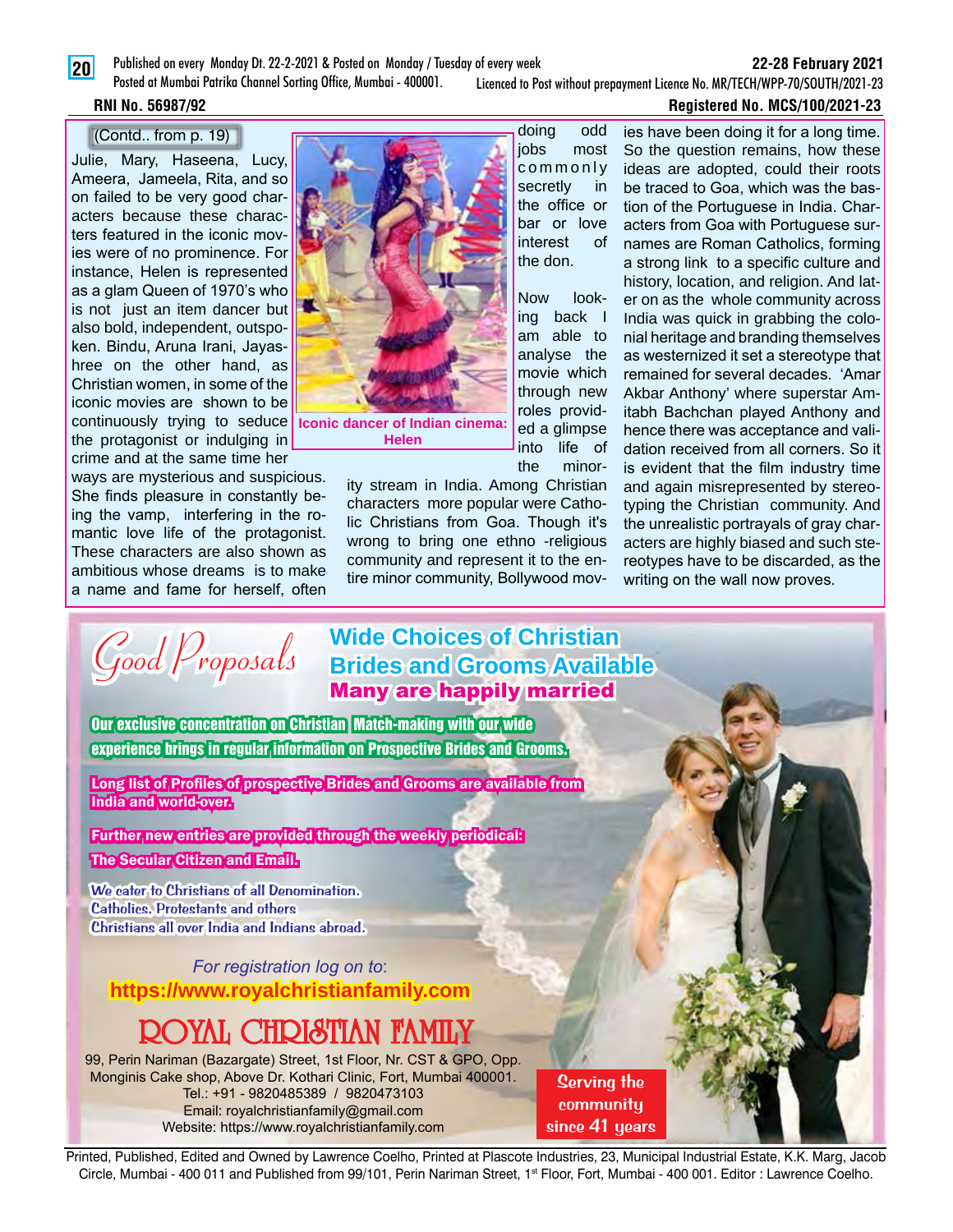(Contd.. from p. 19)

Julie, Mary, Haseena, Lucy, Ameera, Jameela, Rita, and so on failed to be very good characters because these characters featured in the iconic movies were of no prominence. For instance, Helen is represented as a glam Queen of 1970's who is not just an item dancer but also bold, independent, outspoken. Bindu, Aruna Irani, Jayashree on the other hand, as Christian women, in some of the iconic movies are shown to be continuously trying to seduce the protagonist or indulging in crime and at the same time her ways are mysterious and suspicious. She finds pleasure in constantly being the vamp, interfering in the romantic love life of the protagonist. These characters are also shown as ambitious whose dreams is to make a name and fame for herself, often doing odd jobs most commonly secretly in the office or bar or love interest of the don.

Iconic dancer of Indian cinema: Helen

Now looking back I am able to analyse the movie which through new roles provided a glimpse into life of the minority stream in India. Among Christian characters more popular were Catholic Christians from Goa. Though it's wrong to bring one ethno -religious community and represent it to the entire minor community, Bollywood movies have been doing it for a long time. So the question remains, how these ideas are adopted, could their roots be traced to Goa, which was the bastion of the Portuguese in India. Characters from Goa with Portuguese surnames are Roman Catholics, forming a strong link to a specific culture and history, location, and religion. And later on as the whole community across India was quick in grabbing the colonial heritage and branding themselves as westernized it set a stereotype that remained for several decades. 'Amar Akbar Anthony' where superstar Amitabh Bachchan played Anthony and hence there was acceptance and validation received from all corners. So it is evident that the film industry time and again misrepresented by stereotyping the Christian community. And the unrealistic portrayals of gray characters are highly biased and such stereotypes have to be discarded, as the writing on the wall now proves.

*Good Proposals*

**Wide Choices of Christian Brides and Grooms Available**

**Many are happily married**

Our exclusive concentration on Christian Match-making with our wide experience brings in regular information on Prospective Brides and Grooms.

Long list of Profiles of prospective Brides and Grooms are available from India and world-over.

Further new entries are provided through the weekly periodical: The Secular Citizen and Email.

We cater to Christians of all Denomination.
Catholics, Protestants and others
Christians all over India and Indians abroad.

*For registration log on to:*

**https://www.royalchristianfamily.com**

# ROYAL CHRISTIAN FAMILY

99, Perin Nariman (Bazargate) Street, 1st Floor, Nr. CST & GPO, Opp. Monginis Cake shop, Above Dr. Kothari Clinic, Fort, Mumbai 400001.
Tel.: +91 - 9820485389 / 9820473103
Email: royalchristianfamily@gmail.com
Website: https://www.royalchristianfamily.com

Serving the community since 41 years

Printed, Published, Edited and Owned by Lawrence Coelho, Printed at Plascote Industries, 23, Municipal Industrial Estate, K.K. Marg, Jacob Circle, Mumbai - 400 011 and Published from 99/101, Perin Nariman Street, 1st Floor, Fort, Mumbai - 400 001. Editor : Lawrence Coelho.